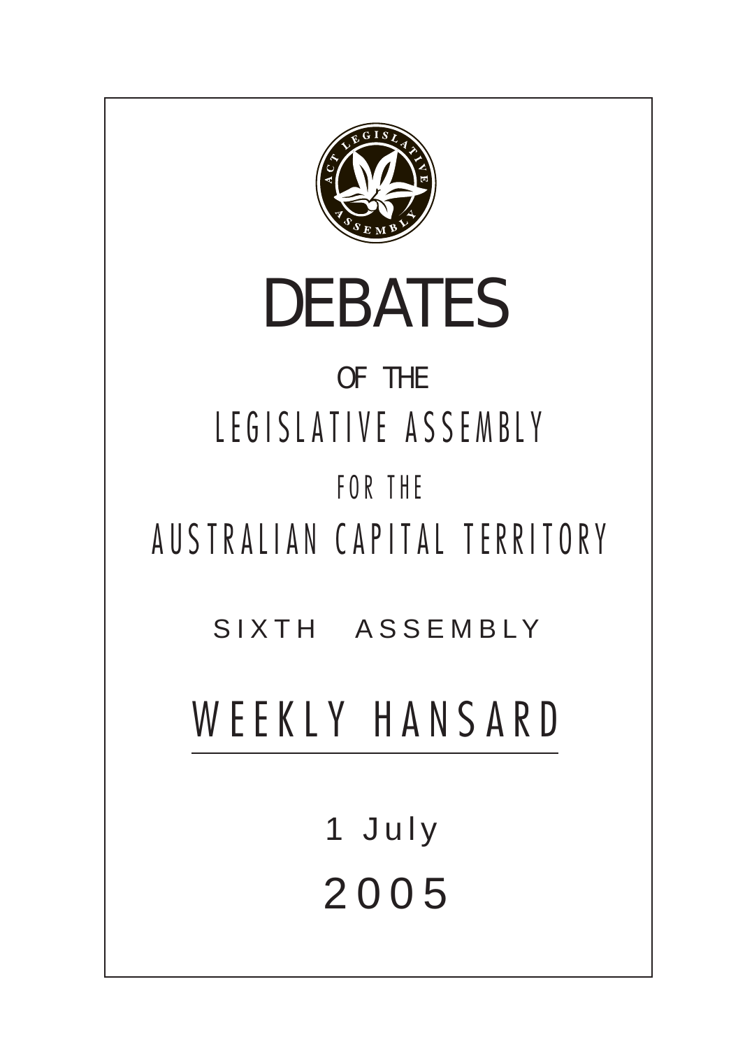# DEBATES

OF THE

LEGISLATIVE ASSEMBLY

FOR THE

AUSTRALIAN CAPITAL TERRITORY

SIXTH ASSEMBLY

## WEEKLY HANSARD

1 July

2005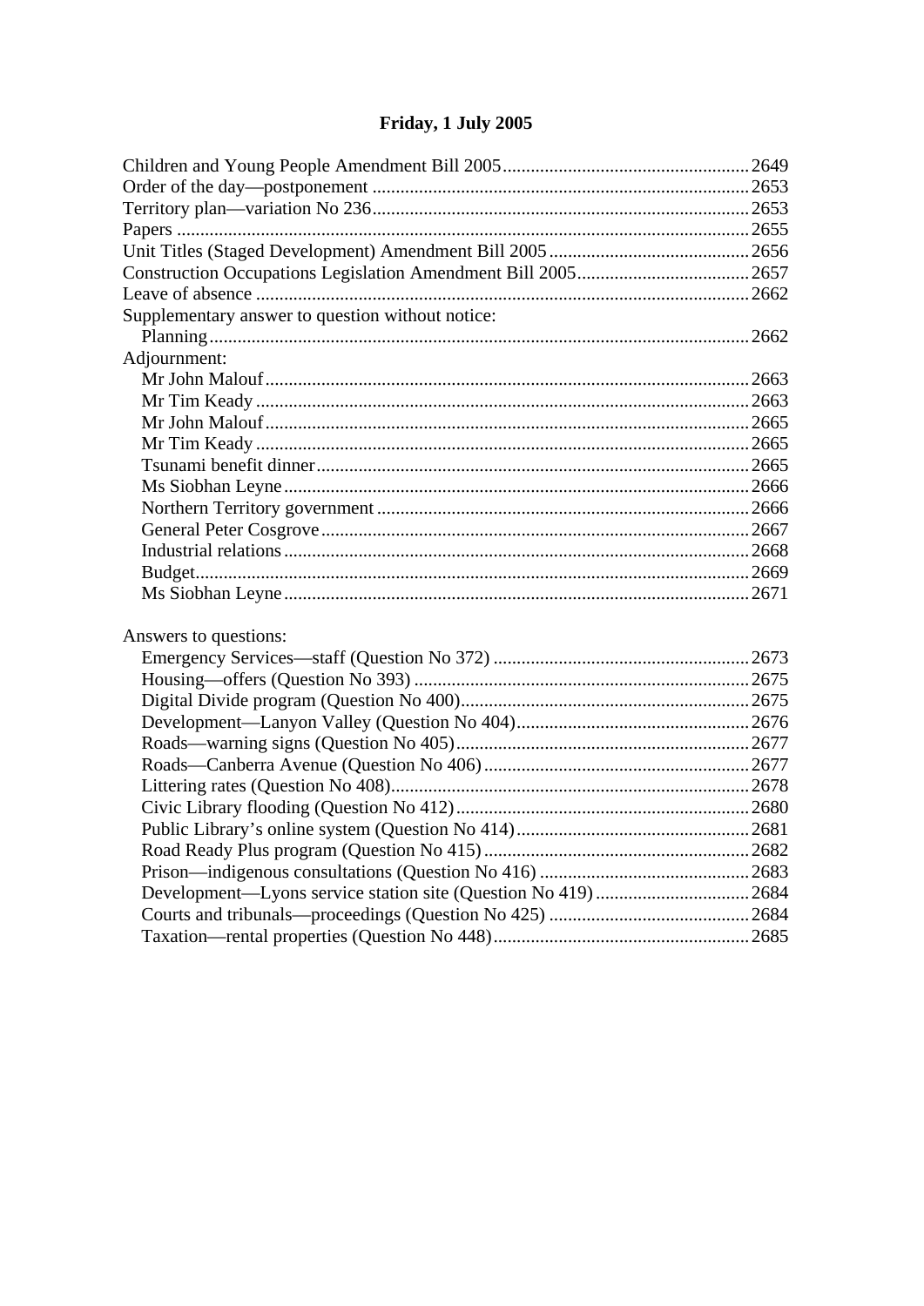# Friday, 1 July 2005

Children and Young People Amendment Bill 2005 .......... 2649
Order of the day—postponement .......... 2653
Territory plan—variation No 236 .......... 2653
Papers .......... 2655
Unit Titles (Staged Development) Amendment Bill 2005 .......... 2656
Construction Occupations Legislation Amendment Bill 2005 .......... 2657
Leave of absence .......... 2662
Supplementary answer to question without notice:
- Planning .......... 2662

Adjournment:
- Mr John Malouf .......... 2663
- Mr Tim Keady .......... 2663
- Mr John Malouf .......... 2665
- Mr Tim Keady .......... 2665
- Tsunami benefit dinner .......... 2665
- Ms Siobhan Leyne .......... 2666
- Northern Territory government .......... 2666
- General Peter Cosgrove .......... 2667
- Industrial relations .......... 2668
- Budget .......... 2669
- Ms Siobhan Leyne .......... 2671

Answers to questions:
- Emergency Services—staff (Question No 372) .......... 2673
- Housing—offers (Question No 393) .......... 2675
- Digital Divide program (Question No 400) .......... 2675
- Development—Lanyon Valley (Question No 404) .......... 2676
- Roads—warning signs (Question No 405) .......... 2677
- Roads—Canberra Avenue (Question No 406) .......... 2677
- Littering rates (Question No 408) .......... 2678
- Civic Library flooding (Question No 412) .......... 2680
- Public Library's online system (Question No 414) .......... 2681
- Road Ready Plus program (Question No 415) .......... 2682
- Prison—indigenous consultations (Question No 416) .......... 2683
- Development—Lyons service station site (Question No 419) .......... 2684
- Courts and tribunals—proceedings (Question No 425) .......... 2684
- Taxation—rental properties (Question No 448) .......... 2685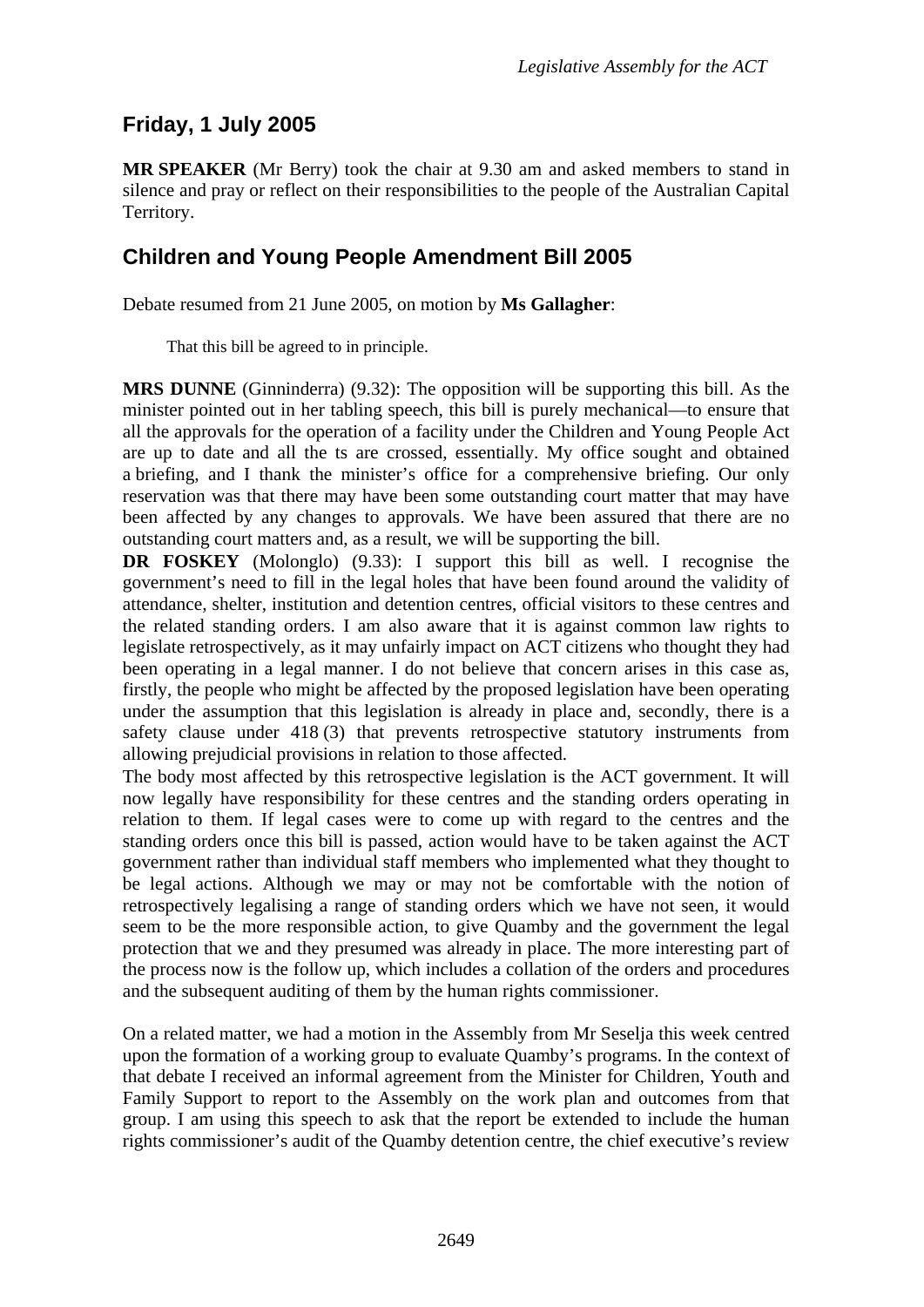## Friday, 1 July 2005

**MR SPEAKER** (Mr Berry) took the chair at 9.30 am and asked members to stand in silence and pray or reflect on their responsibilities to the people of the Australian Capital Territory.

## Children and Young People Amendment Bill 2005

Debate resumed from 21 June 2005, on motion by **Ms Gallagher**:

> That this bill be agreed to in principle.

**MRS DUNNE** (Ginninderra) (9.32): The opposition will be supporting this bill. As the minister pointed out in her tabling speech, this bill is purely mechanical—to ensure that all the approvals for the operation of a facility under the Children and Young People Act are up to date and all the ts are crossed, essentially. My office sought and obtained a briefing, and I thank the minister's office for a comprehensive briefing. Our only reservation was that there may have been some outstanding court matter that may have been affected by any changes to approvals. We have been assured that there are no outstanding court matters and, as a result, we will be supporting the bill.

**DR FOSKEY** (Molonglo) (9.33): I support this bill as well. I recognise the government's need to fill in the legal holes that have been found around the validity of attendance, shelter, institution and detention centres, official visitors to these centres and the related standing orders. I am also aware that it is against common law rights to legislate retrospectively, as it may unfairly impact on ACT citizens who thought they had been operating in a legal manner. I do not believe that concern arises in this case as, firstly, the people who might be affected by the proposed legislation have been operating under the assumption that this legislation is already in place and, secondly, there is a safety clause under 418 (3) that prevents retrospective statutory instruments from allowing prejudicial provisions in relation to those affected.

The body most affected by this retrospective legislation is the ACT government. It will now legally have responsibility for these centres and the standing orders operating in relation to them. If legal cases were to come up with regard to the centres and the standing orders once this bill is passed, action would have to be taken against the ACT government rather than individual staff members who implemented what they thought to be legal actions. Although we may or may not be comfortable with the notion of retrospectively legalising a range of standing orders which we have not seen, it would seem to be the more responsible action, to give Quamby and the government the legal protection that we and they presumed was already in place. The more interesting part of the process now is the follow up, which includes a collation of the orders and procedures and the subsequent auditing of them by the human rights commissioner.

On a related matter, we had a motion in the Assembly from Mr Seselja this week centred upon the formation of a working group to evaluate Quamby's programs. In the context of that debate I received an informal agreement from the Minister for Children, Youth and Family Support to report to the Assembly on the work plan and outcomes from that group. I am using this speech to ask that the report be extended to include the human rights commissioner's audit of the Quamby detention centre, the chief executive's review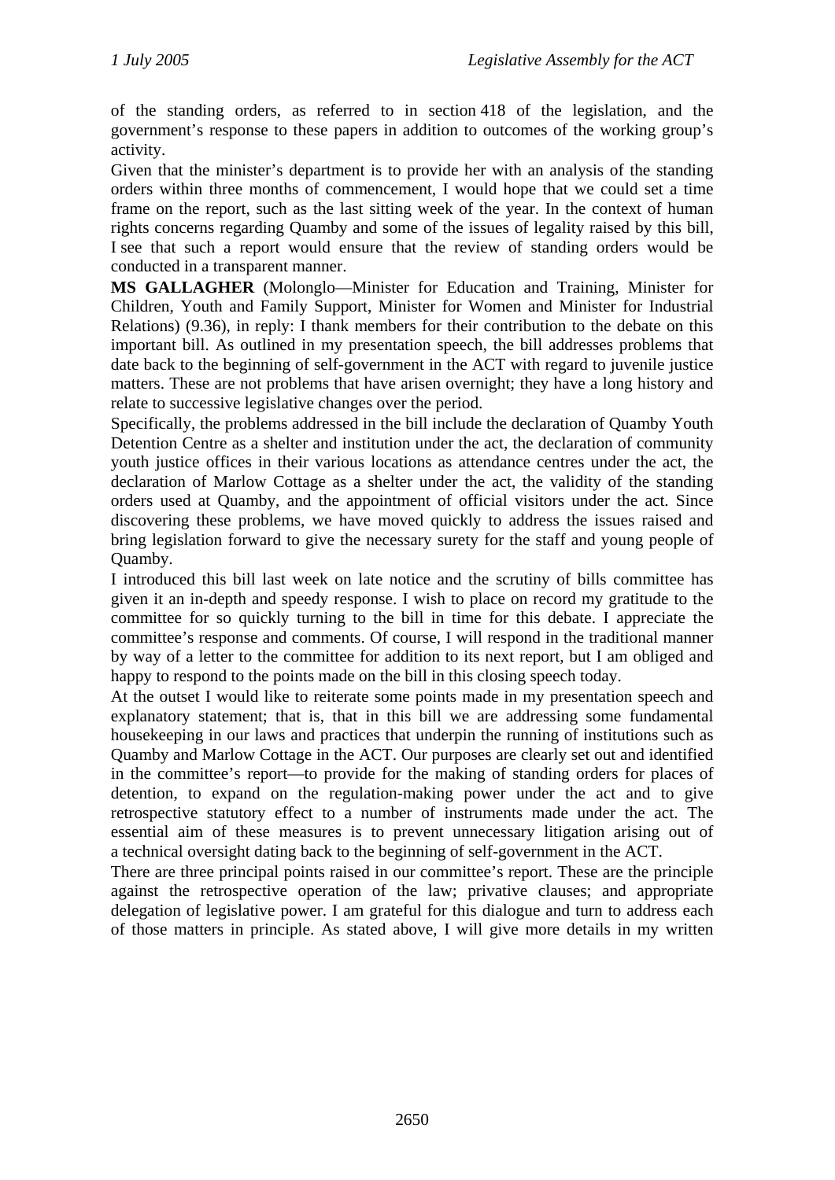of the standing orders, as referred to in section 418 of the legislation, and the government's response to these papers in addition to outcomes of the working group's activity.

Given that the minister's department is to provide her with an analysis of the standing orders within three months of commencement, I would hope that we could set a time frame on the report, such as the last sitting week of the year. In the context of human rights concerns regarding Quamby and some of the issues of legality raised by this bill, I see that such a report would ensure that the review of standing orders would be conducted in a transparent manner.

**MS GALLAGHER** (Molonglo—Minister for Education and Training, Minister for Children, Youth and Family Support, Minister for Women and Minister for Industrial Relations) (9.36), in reply: I thank members for their contribution to the debate on this important bill. As outlined in my presentation speech, the bill addresses problems that date back to the beginning of self-government in the ACT with regard to juvenile justice matters. These are not problems that have arisen overnight; they have a long history and relate to successive legislative changes over the period.

Specifically, the problems addressed in the bill include the declaration of Quamby Youth Detention Centre as a shelter and institution under the act, the declaration of community youth justice offices in their various locations as attendance centres under the act, the declaration of Marlow Cottage as a shelter under the act, the validity of the standing orders used at Quamby, and the appointment of official visitors under the act. Since discovering these problems, we have moved quickly to address the issues raised and bring legislation forward to give the necessary surety for the staff and young people of Quamby.

I introduced this bill last week on late notice and the scrutiny of bills committee has given it an in-depth and speedy response. I wish to place on record my gratitude to the committee for so quickly turning to the bill in time for this debate. I appreciate the committee's response and comments. Of course, I will respond in the traditional manner by way of a letter to the committee for addition to its next report, but I am obliged and happy to respond to the points made on the bill in this closing speech today.

At the outset I would like to reiterate some points made in my presentation speech and explanatory statement; that is, that in this bill we are addressing some fundamental housekeeping in our laws and practices that underpin the running of institutions such as Quamby and Marlow Cottage in the ACT. Our purposes are clearly set out and identified in the committee's report—to provide for the making of standing orders for places of detention, to expand on the regulation-making power under the act and to give retrospective statutory effect to a number of instruments made under the act. The essential aim of these measures is to prevent unnecessary litigation arising out of a technical oversight dating back to the beginning of self-government in the ACT.

There are three principal points raised in our committee's report. These are the principle against the retrospective operation of the law; privative clauses; and appropriate delegation of legislative power. I am grateful for this dialogue and turn to address each of those matters in principle. As stated above, I will give more details in my written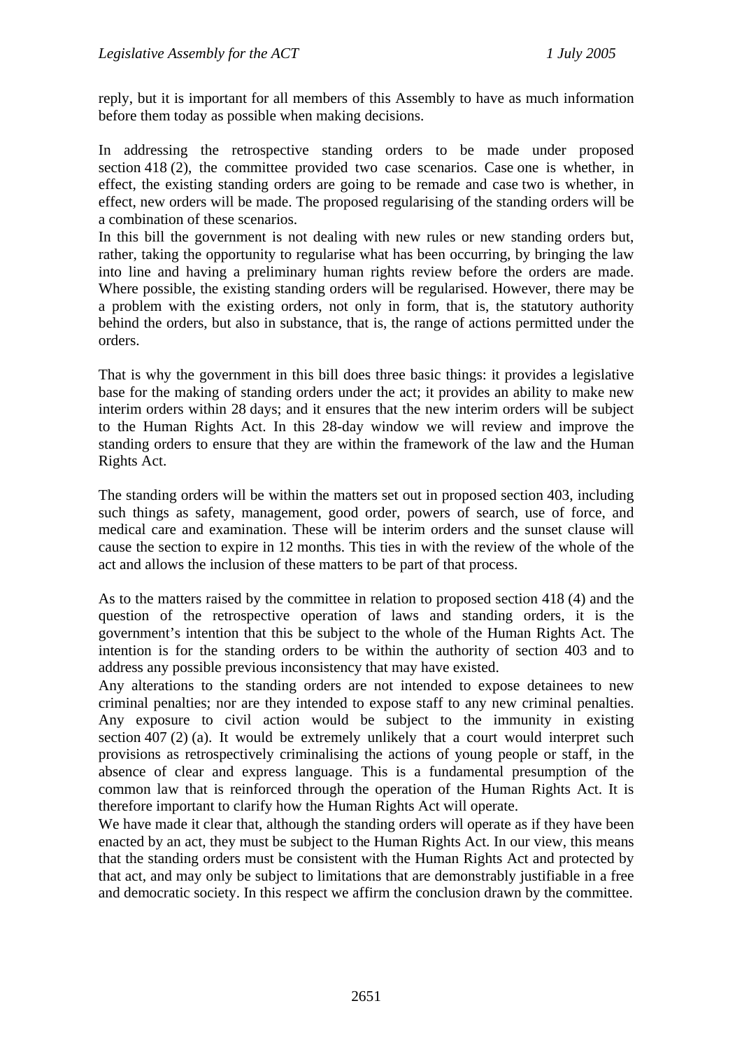reply, but it is important for all members of this Assembly to have as much information before them today as possible when making decisions.

In addressing the retrospective standing orders to be made under proposed section 418 (2), the committee provided two case scenarios. Case one is whether, in effect, the existing standing orders are going to be remade and case two is whether, in effect, new orders will be made. The proposed regularising of the standing orders will be a combination of these scenarios.

In this bill the government is not dealing with new rules or new standing orders but, rather, taking the opportunity to regularise what has been occurring, by bringing the law into line and having a preliminary human rights review before the orders are made. Where possible, the existing standing orders will be regularised. However, there may be a problem with the existing orders, not only in form, that is, the statutory authority behind the orders, but also in substance, that is, the range of actions permitted under the orders.

That is why the government in this bill does three basic things: it provides a legislative base for the making of standing orders under the act; it provides an ability to make new interim orders within 28 days; and it ensures that the new interim orders will be subject to the Human Rights Act. In this 28-day window we will review and improve the standing orders to ensure that they are within the framework of the law and the Human Rights Act.

The standing orders will be within the matters set out in proposed section 403, including such things as safety, management, good order, powers of search, use of force, and medical care and examination. These will be interim orders and the sunset clause will cause the section to expire in 12 months. This ties in with the review of the whole of the act and allows the inclusion of these matters to be part of that process.

As to the matters raised by the committee in relation to proposed section 418 (4) and the question of the retrospective operation of laws and standing orders, it is the government's intention that this be subject to the whole of the Human Rights Act. The intention is for the standing orders to be within the authority of section 403 and to address any possible previous inconsistency that may have existed.

Any alterations to the standing orders are not intended to expose detainees to new criminal penalties; nor are they intended to expose staff to any new criminal penalties. Any exposure to civil action would be subject to the immunity in existing section 407 (2) (a). It would be extremely unlikely that a court would interpret such provisions as retrospectively criminalising the actions of young people or staff, in the absence of clear and express language. This is a fundamental presumption of the common law that is reinforced through the operation of the Human Rights Act. It is therefore important to clarify how the Human Rights Act will operate.

We have made it clear that, although the standing orders will operate as if they have been enacted by an act, they must be subject to the Human Rights Act. In our view, this means that the standing orders must be consistent with the Human Rights Act and protected by that act, and may only be subject to limitations that are demonstrably justifiable in a free and democratic society. In this respect we affirm the conclusion drawn by the committee.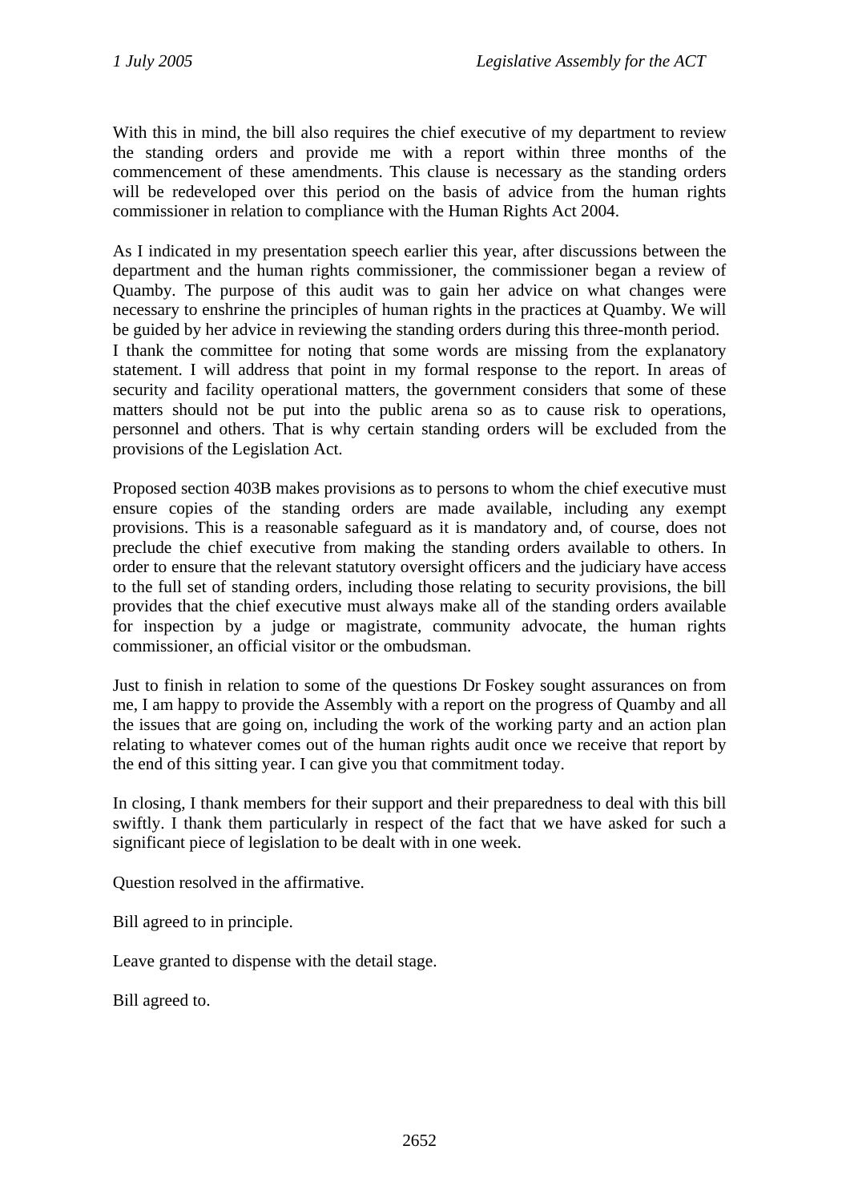With this in mind, the bill also requires the chief executive of my department to review the standing orders and provide me with a report within three months of the commencement of these amendments. This clause is necessary as the standing orders will be redeveloped over this period on the basis of advice from the human rights commissioner in relation to compliance with the Human Rights Act 2004.

As I indicated in my presentation speech earlier this year, after discussions between the department and the human rights commissioner, the commissioner began a review of Quamby. The purpose of this audit was to gain her advice on what changes were necessary to enshrine the principles of human rights in the practices at Quamby. We will be guided by her advice in reviewing the standing orders during this three-month period. I thank the committee for noting that some words are missing from the explanatory statement. I will address that point in my formal response to the report. In areas of security and facility operational matters, the government considers that some of these matters should not be put into the public arena so as to cause risk to operations, personnel and others. That is why certain standing orders will be excluded from the provisions of the Legislation Act.

Proposed section 403B makes provisions as to persons to whom the chief executive must ensure copies of the standing orders are made available, including any exempt provisions. This is a reasonable safeguard as it is mandatory and, of course, does not preclude the chief executive from making the standing orders available to others. In order to ensure that the relevant statutory oversight officers and the judiciary have access to the full set of standing orders, including those relating to security provisions, the bill provides that the chief executive must always make all of the standing orders available for inspection by a judge or magistrate, community advocate, the human rights commissioner, an official visitor or the ombudsman.

Just to finish in relation to some of the questions Dr Foskey sought assurances on from me, I am happy to provide the Assembly with a report on the progress of Quamby and all the issues that are going on, including the work of the working party and an action plan relating to whatever comes out of the human rights audit once we receive that report by the end of this sitting year. I can give you that commitment today.

In closing, I thank members for their support and their preparedness to deal with this bill swiftly. I thank them particularly in respect of the fact that we have asked for such a significant piece of legislation to be dealt with in one week.

Question resolved in the affirmative.

Bill agreed to in principle.

Leave granted to dispense with the detail stage.

Bill agreed to.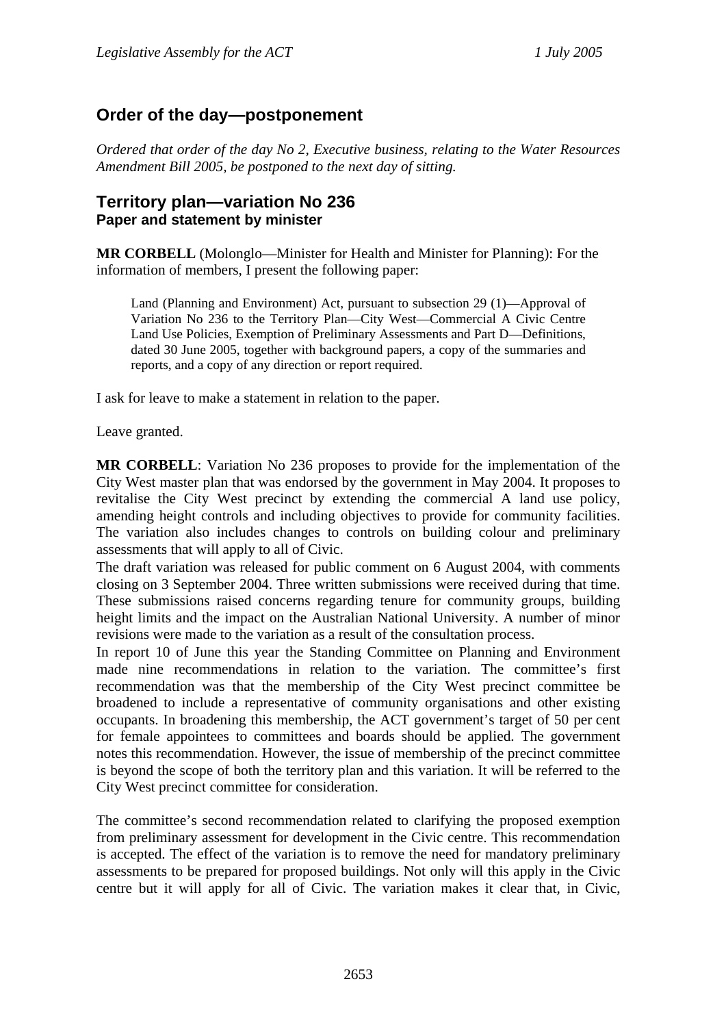## Order of the day—postponement

*Ordered that order of the day No 2, Executive business, relating to the Water Resources Amendment Bill 2005, be postponed to the next day of sitting.*

## Territory plan—variation No 236

### Paper and statement by minister

**MR CORBELL** (Molonglo—Minister for Health and Minister for Planning): For the information of members, I present the following paper:

> Land (Planning and Environment) Act, pursuant to subsection 29 (1)—Approval of Variation No 236 to the Territory Plan—City West—Commercial A Civic Centre Land Use Policies, Exemption of Preliminary Assessments and Part D—Definitions, dated 30 June 2005, together with background papers, a copy of the summaries and reports, and a copy of any direction or report required.

I ask for leave to make a statement in relation to the paper.

Leave granted.

**MR CORBELL**: Variation No 236 proposes to provide for the implementation of the City West master plan that was endorsed by the government in May 2004. It proposes to revitalise the City West precinct by extending the commercial A land use policy, amending height controls and including objectives to provide for community facilities. The variation also includes changes to controls on building colour and preliminary assessments that will apply to all of Civic.

The draft variation was released for public comment on 6 August 2004, with comments closing on 3 September 2004. Three written submissions were received during that time. These submissions raised concerns regarding tenure for community groups, building height limits and the impact on the Australian National University. A number of minor revisions were made to the variation as a result of the consultation process.

In report 10 of June this year the Standing Committee on Planning and Environment made nine recommendations in relation to the variation. The committee's first recommendation was that the membership of the City West precinct committee be broadened to include a representative of community organisations and other existing occupants. In broadening this membership, the ACT government's target of 50 per cent for female appointees to committees and boards should be applied. The government notes this recommendation. However, the issue of membership of the precinct committee is beyond the scope of both the territory plan and this variation. It will be referred to the City West precinct committee for consideration.

The committee's second recommendation related to clarifying the proposed exemption from preliminary assessment for development in the Civic centre. This recommendation is accepted. The effect of the variation is to remove the need for mandatory preliminary assessments to be prepared for proposed buildings. Not only will this apply in the Civic centre but it will apply for all of Civic. The variation makes it clear that, in Civic,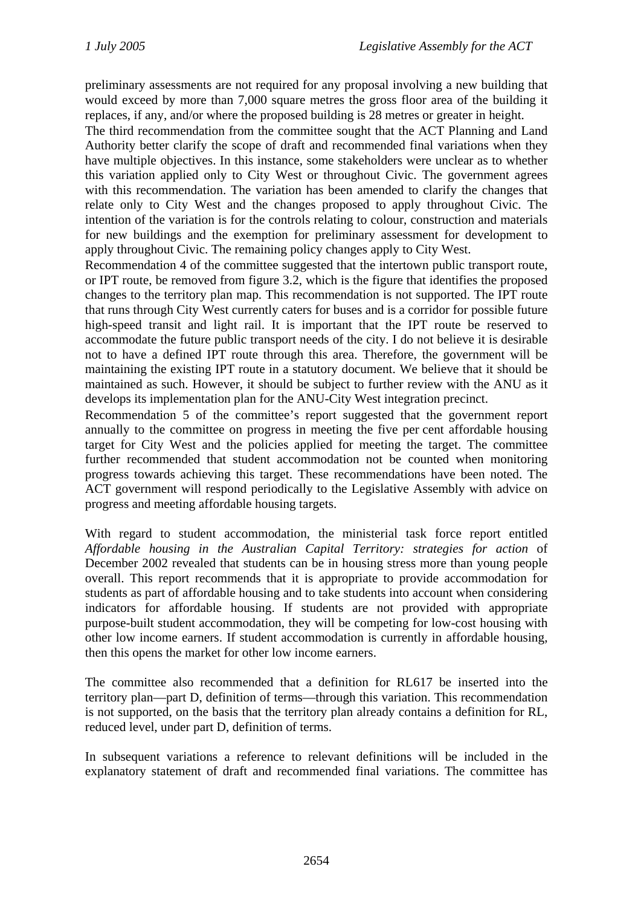preliminary assessments are not required for any proposal involving a new building that would exceed by more than 7,000 square metres the gross floor area of the building it replaces, if any, and/or where the proposed building is 28 metres or greater in height.

The third recommendation from the committee sought that the ACT Planning and Land Authority better clarify the scope of draft and recommended final variations when they have multiple objectives. In this instance, some stakeholders were unclear as to whether this variation applied only to City West or throughout Civic. The government agrees with this recommendation. The variation has been amended to clarify the changes that relate only to City West and the changes proposed to apply throughout Civic. The intention of the variation is for the controls relating to colour, construction and materials for new buildings and the exemption for preliminary assessment for development to apply throughout Civic. The remaining policy changes apply to City West.

Recommendation 4 of the committee suggested that the intertown public transport route, or IPT route, be removed from figure 3.2, which is the figure that identifies the proposed changes to the territory plan map. This recommendation is not supported. The IPT route that runs through City West currently caters for buses and is a corridor for possible future high-speed transit and light rail. It is important that the IPT route be reserved to accommodate the future public transport needs of the city. I do not believe it is desirable not to have a defined IPT route through this area. Therefore, the government will be maintaining the existing IPT route in a statutory document. We believe that it should be maintained as such. However, it should be subject to further review with the ANU as it develops its implementation plan for the ANU-City West integration precinct.

Recommendation 5 of the committee's report suggested that the government report annually to the committee on progress in meeting the five per cent affordable housing target for City West and the policies applied for meeting the target. The committee further recommended that student accommodation not be counted when monitoring progress towards achieving this target. These recommendations have been noted. The ACT government will respond periodically to the Legislative Assembly with advice on progress and meeting affordable housing targets.

With regard to student accommodation, the ministerial task force report entitled *Affordable housing in the Australian Capital Territory: strategies for action* of December 2002 revealed that students can be in housing stress more than young people overall. This report recommends that it is appropriate to provide accommodation for students as part of affordable housing and to take students into account when considering indicators for affordable housing. If students are not provided with appropriate purpose-built student accommodation, they will be competing for low-cost housing with other low income earners. If student accommodation is currently in affordable housing, then this opens the market for other low income earners.

The committee also recommended that a definition for RL617 be inserted into the territory plan—part D, definition of terms—through this variation. This recommendation is not supported, on the basis that the territory plan already contains a definition for RL, reduced level, under part D, definition of terms.

In subsequent variations a reference to relevant definitions will be included in the explanatory statement of draft and recommended final variations. The committee has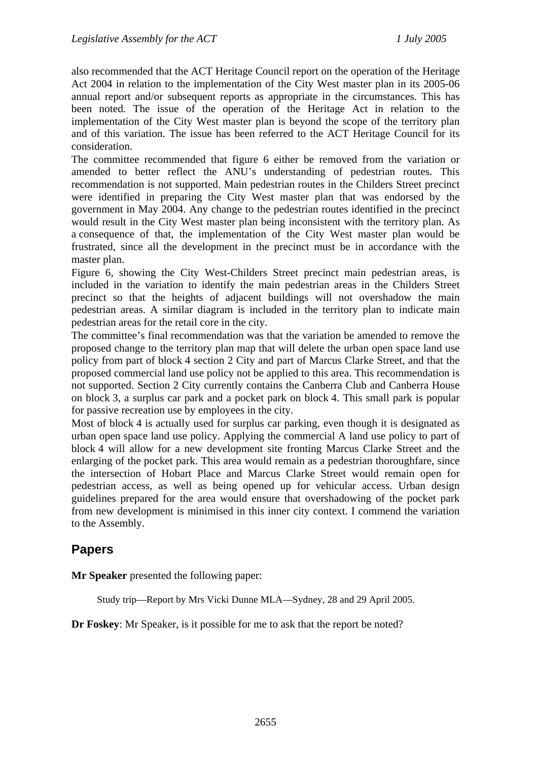also recommended that the ACT Heritage Council report on the operation of the Heritage Act 2004 in relation to the implementation of the City West master plan in its 2005-06 annual report and/or subsequent reports as appropriate in the circumstances. This has been noted. The issue of the operation of the Heritage Act in relation to the implementation of the City West master plan is beyond the scope of the territory plan and of this variation. The issue has been referred to the ACT Heritage Council for its consideration.

The committee recommended that figure 6 either be removed from the variation or amended to better reflect the ANU's understanding of pedestrian routes. This recommendation is not supported. Main pedestrian routes in the Childers Street precinct were identified in preparing the City West master plan that was endorsed by the government in May 2004. Any change to the pedestrian routes identified in the precinct would result in the City West master plan being inconsistent with the territory plan. As a consequence of that, the implementation of the City West master plan would be frustrated, since all the development in the precinct must be in accordance with the master plan.

Figure 6, showing the City West-Childers Street precinct main pedestrian areas, is included in the variation to identify the main pedestrian areas in the Childers Street precinct so that the heights of adjacent buildings will not overshadow the main pedestrian areas. A similar diagram is included in the territory plan to indicate main pedestrian areas for the retail core in the city.

The committee's final recommendation was that the variation be amended to remove the proposed change to the territory plan map that will delete the urban open space land use policy from part of block 4 section 2 City and part of Marcus Clarke Street, and that the proposed commercial land use policy not be applied to this area. This recommendation is not supported. Section 2 City currently contains the Canberra Club and Canberra House on block 3, a surplus car park and a pocket park on block 4. This small park is popular for passive recreation use by employees in the city.

Most of block 4 is actually used for surplus car parking, even though it is designated as urban open space land use policy. Applying the commercial A land use policy to part of block 4 will allow for a new development site fronting Marcus Clarke Street and the enlarging of the pocket park. This area would remain as a pedestrian thoroughfare, since the intersection of Hobart Place and Marcus Clarke Street would remain open for pedestrian access, as well as being opened up for vehicular access. Urban design guidelines prepared for the area would ensure that overshadowing of the pocket park from new development is minimised in this inner city context. I commend the variation to the Assembly.

## Papers

**Mr Speaker** presented the following paper:

> Study trip—Report by Mrs Vicki Dunne MLA—Sydney, 28 and 29 April 2005.

**Dr Foskey**: Mr Speaker, is it possible for me to ask that the report be noted?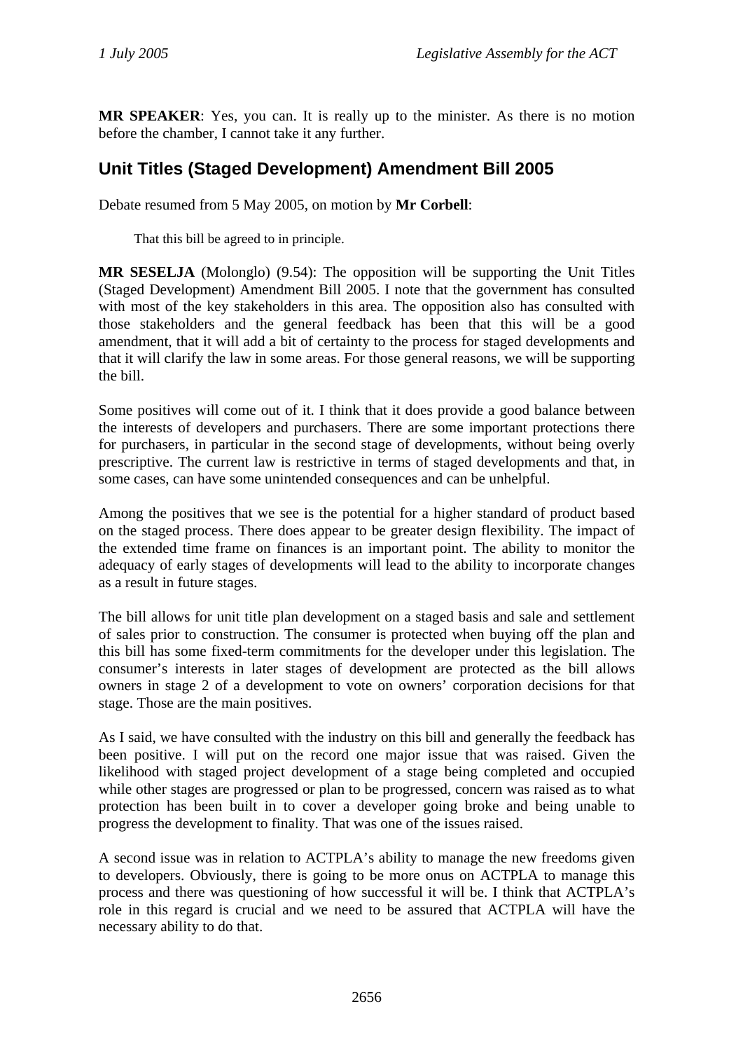**MR SPEAKER**: Yes, you can. It is really up to the minister. As there is no motion before the chamber, I cannot take it any further.

## Unit Titles (Staged Development) Amendment Bill 2005

Debate resumed from 5 May 2005, on motion by **Mr Corbell**:

> That this bill be agreed to in principle.

**MR SESELJA** (Molonglo) (9.54): The opposition will be supporting the Unit Titles (Staged Development) Amendment Bill 2005. I note that the government has consulted with most of the key stakeholders in this area. The opposition also has consulted with those stakeholders and the general feedback has been that this will be a good amendment, that it will add a bit of certainty to the process for staged developments and that it will clarify the law in some areas. For those general reasons, we will be supporting the bill.

Some positives will come out of it. I think that it does provide a good balance between the interests of developers and purchasers. There are some important protections there for purchasers, in particular in the second stage of developments, without being overly prescriptive. The current law is restrictive in terms of staged developments and that, in some cases, can have some unintended consequences and can be unhelpful.

Among the positives that we see is the potential for a higher standard of product based on the staged process. There does appear to be greater design flexibility. The impact of the extended time frame on finances is an important point. The ability to monitor the adequacy of early stages of developments will lead to the ability to incorporate changes as a result in future stages.

The bill allows for unit title plan development on a staged basis and sale and settlement of sales prior to construction. The consumer is protected when buying off the plan and this bill has some fixed-term commitments for the developer under this legislation. The consumer's interests in later stages of development are protected as the bill allows owners in stage 2 of a development to vote on owners' corporation decisions for that stage. Those are the main positives.

As I said, we have consulted with the industry on this bill and generally the feedback has been positive. I will put on the record one major issue that was raised. Given the likelihood with staged project development of a stage being completed and occupied while other stages are progressed or plan to be progressed, concern was raised as to what protection has been built in to cover a developer going broke and being unable to progress the development to finality. That was one of the issues raised.

A second issue was in relation to ACTPLA's ability to manage the new freedoms given to developers. Obviously, there is going to be more onus on ACTPLA to manage this process and there was questioning of how successful it will be. I think that ACTPLA's role in this regard is crucial and we need to be assured that ACTPLA will have the necessary ability to do that.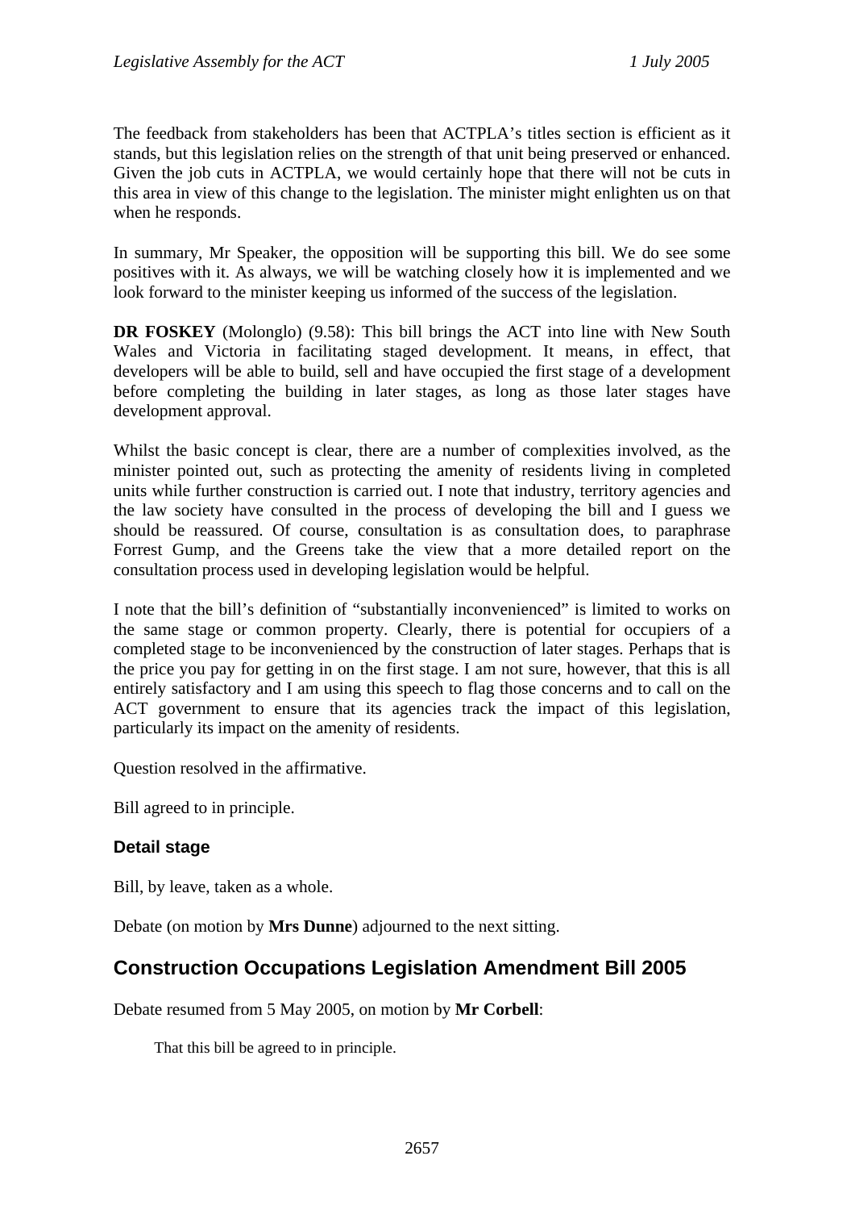The feedback from stakeholders has been that ACTPLA's titles section is efficient as it stands, but this legislation relies on the strength of that unit being preserved or enhanced. Given the job cuts in ACTPLA, we would certainly hope that there will not be cuts in this area in view of this change to the legislation. The minister might enlighten us on that when he responds.

In summary, Mr Speaker, the opposition will be supporting this bill. We do see some positives with it. As always, we will be watching closely how it is implemented and we look forward to the minister keeping us informed of the success of the legislation.

**DR FOSKEY** (Molonglo) (9.58): This bill brings the ACT into line with New South Wales and Victoria in facilitating staged development. It means, in effect, that developers will be able to build, sell and have occupied the first stage of a development before completing the building in later stages, as long as those later stages have development approval.

Whilst the basic concept is clear, there are a number of complexities involved, as the minister pointed out, such as protecting the amenity of residents living in completed units while further construction is carried out. I note that industry, territory agencies and the law society have consulted in the process of developing the bill and I guess we should be reassured. Of course, consultation is as consultation does, to paraphrase Forrest Gump, and the Greens take the view that a more detailed report on the consultation process used in developing legislation would be helpful.

I note that the bill's definition of "substantially inconvenienced" is limited to works on the same stage or common property. Clearly, there is potential for occupiers of a completed stage to be inconvenienced by the construction of later stages. Perhaps that is the price you pay for getting in on the first stage. I am not sure, however, that this is all entirely satisfactory and I am using this speech to flag those concerns and to call on the ACT government to ensure that its agencies track the impact of this legislation, particularly its impact on the amenity of residents.

Question resolved in the affirmative.

Bill agreed to in principle.

### Detail stage

Bill, by leave, taken as a whole.

Debate (on motion by **Mrs Dunne**) adjourned to the next sitting.

## Construction Occupations Legislation Amendment Bill 2005

Debate resumed from 5 May 2005, on motion by **Mr Corbell**:

> That this bill be agreed to in principle.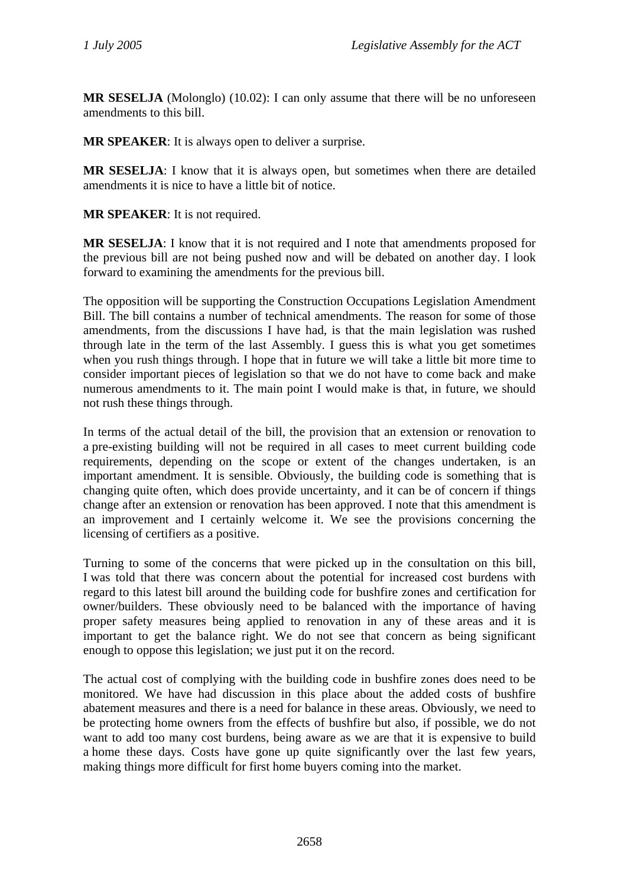**MR SESELJA** (Molonglo) (10.02): I can only assume that there will be no unforeseen amendments to this bill.

**MR SPEAKER**: It is always open to deliver a surprise.

**MR SESELJA**: I know that it is always open, but sometimes when there are detailed amendments it is nice to have a little bit of notice.

**MR SPEAKER**: It is not required.

**MR SESELJA**: I know that it is not required and I note that amendments proposed for the previous bill are not being pushed now and will be debated on another day. I look forward to examining the amendments for the previous bill.

The opposition will be supporting the Construction Occupations Legislation Amendment Bill. The bill contains a number of technical amendments. The reason for some of those amendments, from the discussions I have had, is that the main legislation was rushed through late in the term of the last Assembly. I guess this is what you get sometimes when you rush things through. I hope that in future we will take a little bit more time to consider important pieces of legislation so that we do not have to come back and make numerous amendments to it. The main point I would make is that, in future, we should not rush these things through.

In terms of the actual detail of the bill, the provision that an extension or renovation to a pre-existing building will not be required in all cases to meet current building code requirements, depending on the scope or extent of the changes undertaken, is an important amendment. It is sensible. Obviously, the building code is something that is changing quite often, which does provide uncertainty, and it can be of concern if things change after an extension or renovation has been approved. I note that this amendment is an improvement and I certainly welcome it. We see the provisions concerning the licensing of certifiers as a positive.

Turning to some of the concerns that were picked up in the consultation on this bill, I was told that there was concern about the potential for increased cost burdens with regard to this latest bill around the building code for bushfire zones and certification for owner/builders. These obviously need to be balanced with the importance of having proper safety measures being applied to renovation in any of these areas and it is important to get the balance right. We do not see that concern as being significant enough to oppose this legislation; we just put it on the record.

The actual cost of complying with the building code in bushfire zones does need to be monitored. We have had discussion in this place about the added costs of bushfire abatement measures and there is a need for balance in these areas. Obviously, we need to be protecting home owners from the effects of bushfire but also, if possible, we do not want to add too many cost burdens, being aware as we are that it is expensive to build a home these days. Costs have gone up quite significantly over the last few years, making things more difficult for first home buyers coming into the market.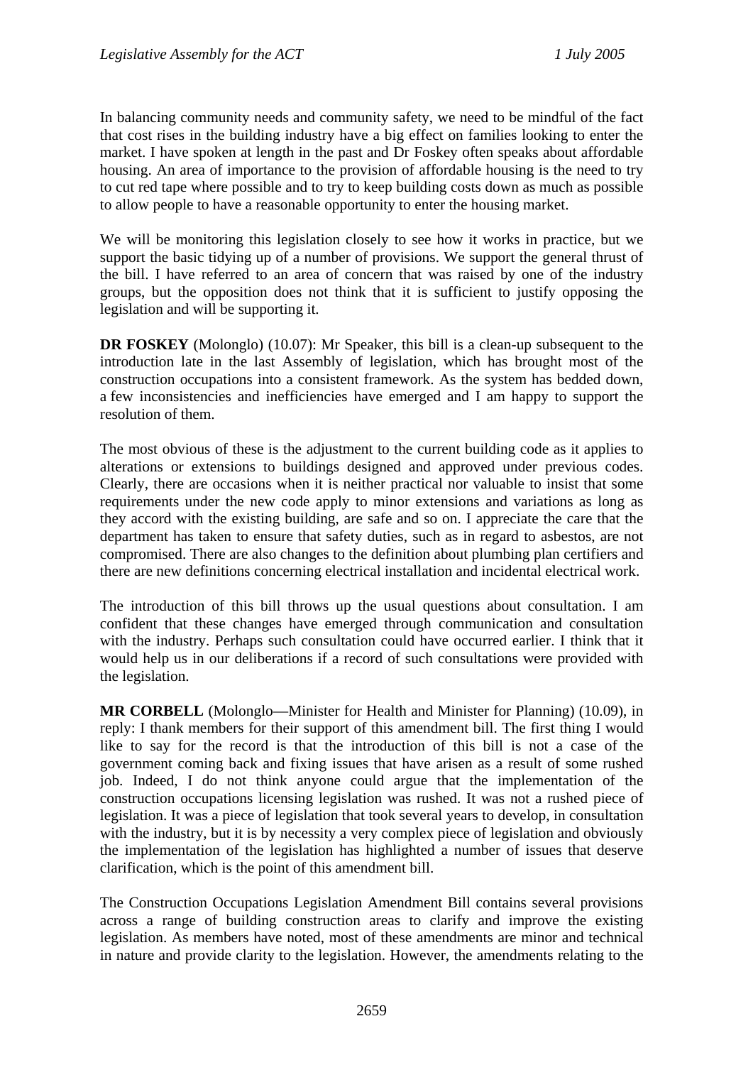In balancing community needs and community safety, we need to be mindful of the fact that cost rises in the building industry have a big effect on families looking to enter the market. I have spoken at length in the past and Dr Foskey often speaks about affordable housing. An area of importance to the provision of affordable housing is the need to try to cut red tape where possible and to try to keep building costs down as much as possible to allow people to have a reasonable opportunity to enter the housing market.

We will be monitoring this legislation closely to see how it works in practice, but we support the basic tidying up of a number of provisions. We support the general thrust of the bill. I have referred to an area of concern that was raised by one of the industry groups, but the opposition does not think that it is sufficient to justify opposing the legislation and will be supporting it.

**DR FOSKEY** (Molonglo) (10.07): Mr Speaker, this bill is a clean-up subsequent to the introduction late in the last Assembly of legislation, which has brought most of the construction occupations into a consistent framework. As the system has bedded down, a few inconsistencies and inefficiencies have emerged and I am happy to support the resolution of them.

The most obvious of these is the adjustment to the current building code as it applies to alterations or extensions to buildings designed and approved under previous codes. Clearly, there are occasions when it is neither practical nor valuable to insist that some requirements under the new code apply to minor extensions and variations as long as they accord with the existing building, are safe and so on. I appreciate the care that the department has taken to ensure that safety duties, such as in regard to asbestos, are not compromised. There are also changes to the definition about plumbing plan certifiers and there are new definitions concerning electrical installation and incidental electrical work.

The introduction of this bill throws up the usual questions about consultation. I am confident that these changes have emerged through communication and consultation with the industry. Perhaps such consultation could have occurred earlier. I think that it would help us in our deliberations if a record of such consultations were provided with the legislation.

**MR CORBELL** (Molonglo—Minister for Health and Minister for Planning) (10.09), in reply: I thank members for their support of this amendment bill. The first thing I would like to say for the record is that the introduction of this bill is not a case of the government coming back and fixing issues that have arisen as a result of some rushed job. Indeed, I do not think anyone could argue that the implementation of the construction occupations licensing legislation was rushed. It was not a rushed piece of legislation. It was a piece of legislation that took several years to develop, in consultation with the industry, but it is by necessity a very complex piece of legislation and obviously the implementation of the legislation has highlighted a number of issues that deserve clarification, which is the point of this amendment bill.

The Construction Occupations Legislation Amendment Bill contains several provisions across a range of building construction areas to clarify and improve the existing legislation. As members have noted, most of these amendments are minor and technical in nature and provide clarity to the legislation. However, the amendments relating to the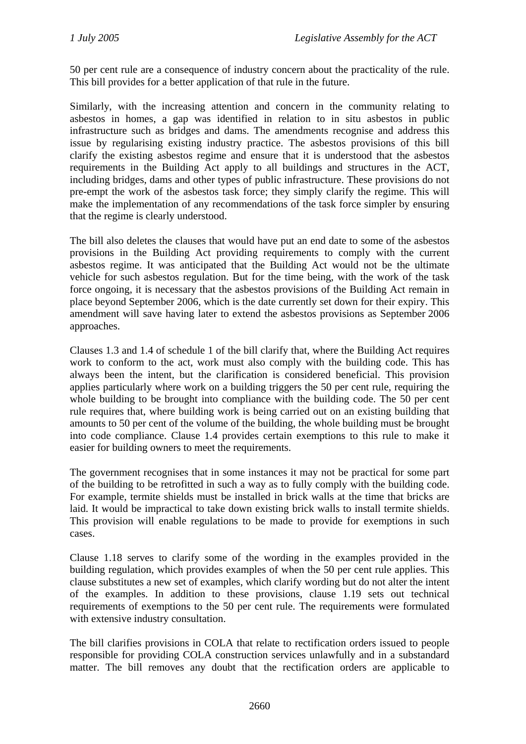50 per cent rule are a consequence of industry concern about the practicality of the rule. This bill provides for a better application of that rule in the future.

Similarly, with the increasing attention and concern in the community relating to asbestos in homes, a gap was identified in relation to in situ asbestos in public infrastructure such as bridges and dams. The amendments recognise and address this issue by regularising existing industry practice. The asbestos provisions of this bill clarify the existing asbestos regime and ensure that it is understood that the asbestos requirements in the Building Act apply to all buildings and structures in the ACT, including bridges, dams and other types of public infrastructure. These provisions do not pre-empt the work of the asbestos task force; they simply clarify the regime. This will make the implementation of any recommendations of the task force simpler by ensuring that the regime is clearly understood.

The bill also deletes the clauses that would have put an end date to some of the asbestos provisions in the Building Act providing requirements to comply with the current asbestos regime. It was anticipated that the Building Act would not be the ultimate vehicle for such asbestos regulation. But for the time being, with the work of the task force ongoing, it is necessary that the asbestos provisions of the Building Act remain in place beyond September 2006, which is the date currently set down for their expiry. This amendment will save having later to extend the asbestos provisions as September 2006 approaches.

Clauses 1.3 and 1.4 of schedule 1 of the bill clarify that, where the Building Act requires work to conform to the act, work must also comply with the building code. This has always been the intent, but the clarification is considered beneficial. This provision applies particularly where work on a building triggers the 50 per cent rule, requiring the whole building to be brought into compliance with the building code. The 50 per cent rule requires that, where building work is being carried out on an existing building that amounts to 50 per cent of the volume of the building, the whole building must be brought into code compliance. Clause 1.4 provides certain exemptions to this rule to make it easier for building owners to meet the requirements.

The government recognises that in some instances it may not be practical for some part of the building to be retrofitted in such a way as to fully comply with the building code. For example, termite shields must be installed in brick walls at the time that bricks are laid. It would be impractical to take down existing brick walls to install termite shields. This provision will enable regulations to be made to provide for exemptions in such cases.

Clause 1.18 serves to clarify some of the wording in the examples provided in the building regulation, which provides examples of when the 50 per cent rule applies. This clause substitutes a new set of examples, which clarify wording but do not alter the intent of the examples. In addition to these provisions, clause 1.19 sets out technical requirements of exemptions to the 50 per cent rule. The requirements were formulated with extensive industry consultation.

The bill clarifies provisions in COLA that relate to rectification orders issued to people responsible for providing COLA construction services unlawfully and in a substandard matter. The bill removes any doubt that the rectification orders are applicable to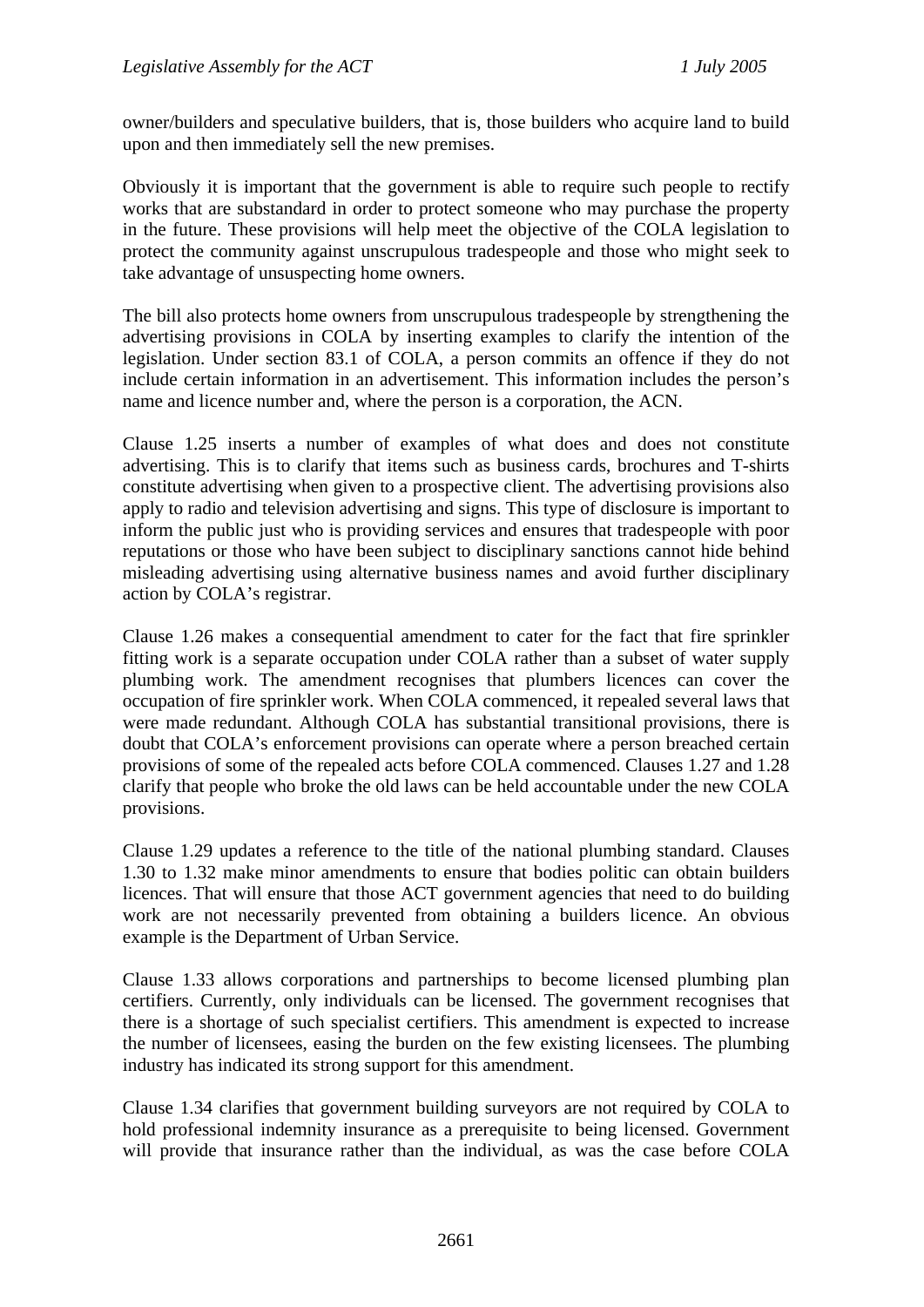owner/builders and speculative builders, that is, those builders who acquire land to build upon and then immediately sell the new premises.

Obviously it is important that the government is able to require such people to rectify works that are substandard in order to protect someone who may purchase the property in the future. These provisions will help meet the objective of the COLA legislation to protect the community against unscrupulous tradespeople and those who might seek to take advantage of unsuspecting home owners.

The bill also protects home owners from unscrupulous tradespeople by strengthening the advertising provisions in COLA by inserting examples to clarify the intention of the legislation. Under section 83.1 of COLA, a person commits an offence if they do not include certain information in an advertisement. This information includes the person's name and licence number and, where the person is a corporation, the ACN.

Clause 1.25 inserts a number of examples of what does and does not constitute advertising. This is to clarify that items such as business cards, brochures and T-shirts constitute advertising when given to a prospective client. The advertising provisions also apply to radio and television advertising and signs. This type of disclosure is important to inform the public just who is providing services and ensures that tradespeople with poor reputations or those who have been subject to disciplinary sanctions cannot hide behind misleading advertising using alternative business names and avoid further disciplinary action by COLA's registrar.

Clause 1.26 makes a consequential amendment to cater for the fact that fire sprinkler fitting work is a separate occupation under COLA rather than a subset of water supply plumbing work. The amendment recognises that plumbers licences can cover the occupation of fire sprinkler work. When COLA commenced, it repealed several laws that were made redundant. Although COLA has substantial transitional provisions, there is doubt that COLA's enforcement provisions can operate where a person breached certain provisions of some of the repealed acts before COLA commenced. Clauses 1.27 and 1.28 clarify that people who broke the old laws can be held accountable under the new COLA provisions.

Clause 1.29 updates a reference to the title of the national plumbing standard. Clauses 1.30 to 1.32 make minor amendments to ensure that bodies politic can obtain builders licences. That will ensure that those ACT government agencies that need to do building work are not necessarily prevented from obtaining a builders licence. An obvious example is the Department of Urban Service.

Clause 1.33 allows corporations and partnerships to become licensed plumbing plan certifiers. Currently, only individuals can be licensed. The government recognises that there is a shortage of such specialist certifiers. This amendment is expected to increase the number of licensees, easing the burden on the few existing licensees. The plumbing industry has indicated its strong support for this amendment.

Clause 1.34 clarifies that government building surveyors are not required by COLA to hold professional indemnity insurance as a prerequisite to being licensed. Government will provide that insurance rather than the individual, as was the case before COLA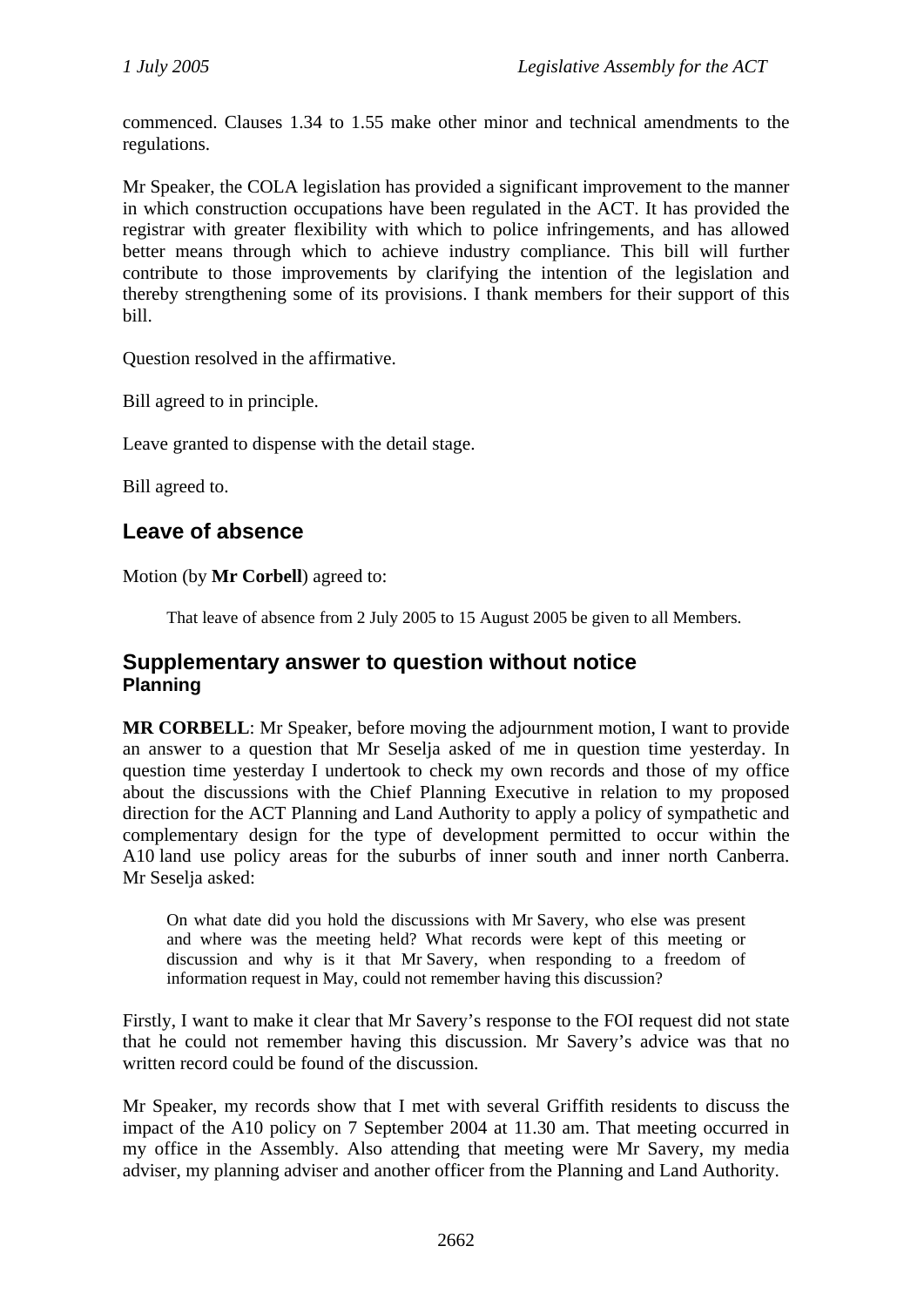commenced. Clauses 1.34 to 1.55 make other minor and technical amendments to the regulations.

Mr Speaker, the COLA legislation has provided a significant improvement to the manner in which construction occupations have been regulated in the ACT. It has provided the registrar with greater flexibility with which to police infringements, and has allowed better means through which to achieve industry compliance. This bill will further contribute to those improvements by clarifying the intention of the legislation and thereby strengthening some of its provisions. I thank members for their support of this bill.

Question resolved in the affirmative.

Bill agreed to in principle.

Leave granted to dispense with the detail stage.

Bill agreed to.

## Leave of absence

Motion (by **Mr Corbell**) agreed to:

> That leave of absence from 2 July 2005 to 15 August 2005 be given to all Members.

## Supplementary answer to question without notice
### Planning

**MR CORBELL**: Mr Speaker, before moving the adjournment motion, I want to provide an answer to a question that Mr Seselja asked of me in question time yesterday. In question time yesterday I undertook to check my own records and those of my office about the discussions with the Chief Planning Executive in relation to my proposed direction for the ACT Planning and Land Authority to apply a policy of sympathetic and complementary design for the type of development permitted to occur within the A10 land use policy areas for the suburbs of inner south and inner north Canberra. Mr Seselja asked:

> On what date did you hold the discussions with Mr Savery, who else was present and where was the meeting held? What records were kept of this meeting or discussion and why is it that Mr Savery, when responding to a freedom of information request in May, could not remember having this discussion?

Firstly, I want to make it clear that Mr Savery's response to the FOI request did not state that he could not remember having this discussion. Mr Savery's advice was that no written record could be found of the discussion.

Mr Speaker, my records show that I met with several Griffith residents to discuss the impact of the A10 policy on 7 September 2004 at 11.30 am. That meeting occurred in my office in the Assembly. Also attending that meeting were Mr Savery, my media adviser, my planning adviser and another officer from the Planning and Land Authority.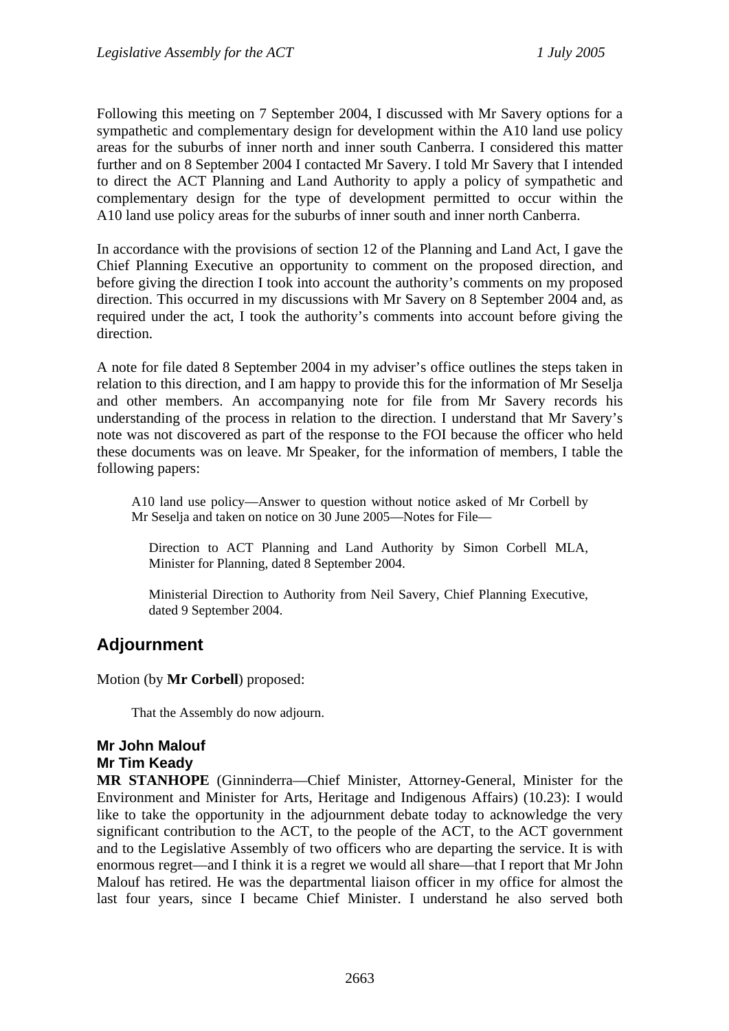Following this meeting on 7 September 2004, I discussed with Mr Savery options for a sympathetic and complementary design for development within the A10 land use policy areas for the suburbs of inner north and inner south Canberra. I considered this matter further and on 8 September 2004 I contacted Mr Savery. I told Mr Savery that I intended to direct the ACT Planning and Land Authority to apply a policy of sympathetic and complementary design for the type of development permitted to occur within the A10 land use policy areas for the suburbs of inner south and inner north Canberra.

In accordance with the provisions of section 12 of the Planning and Land Act, I gave the Chief Planning Executive an opportunity to comment on the proposed direction, and before giving the direction I took into account the authority's comments on my proposed direction. This occurred in my discussions with Mr Savery on 8 September 2004 and, as required under the act, I took the authority's comments into account before giving the direction.

A note for file dated 8 September 2004 in my adviser's office outlines the steps taken in relation to this direction, and I am happy to provide this for the information of Mr Seselja and other members. An accompanying note for file from Mr Savery records his understanding of the process in relation to the direction. I understand that Mr Savery's note was not discovered as part of the response to the FOI because the officer who held these documents was on leave. Mr Speaker, for the information of members, I table the following papers:

> A10 land use policy—Answer to question without notice asked of Mr Corbell by Mr Seselja and taken on notice on 30 June 2005—Notes for File—
>
> > Direction to ACT Planning and Land Authority by Simon Corbell MLA, Minister for Planning, dated 8 September 2004.
> >
> > Ministerial Direction to Authority from Neil Savery, Chief Planning Executive, dated 9 September 2004.

## Adjournment

Motion (by **Mr Corbell**) proposed:

> That the Assembly do now adjourn.

### Mr John Malouf
### Mr Tim Keady

**MR STANHOPE** (Ginninderra—Chief Minister, Attorney-General, Minister for the Environment and Minister for Arts, Heritage and Indigenous Affairs) (10.23): I would like to take the opportunity in the adjournment debate today to acknowledge the very significant contribution to the ACT, to the people of the ACT, to the ACT government and to the Legislative Assembly of two officers who are departing the service. It is with enormous regret—and I think it is a regret we would all share—that I report that Mr John Malouf has retired. He was the departmental liaison officer in my office for almost the last four years, since I became Chief Minister. I understand he also served both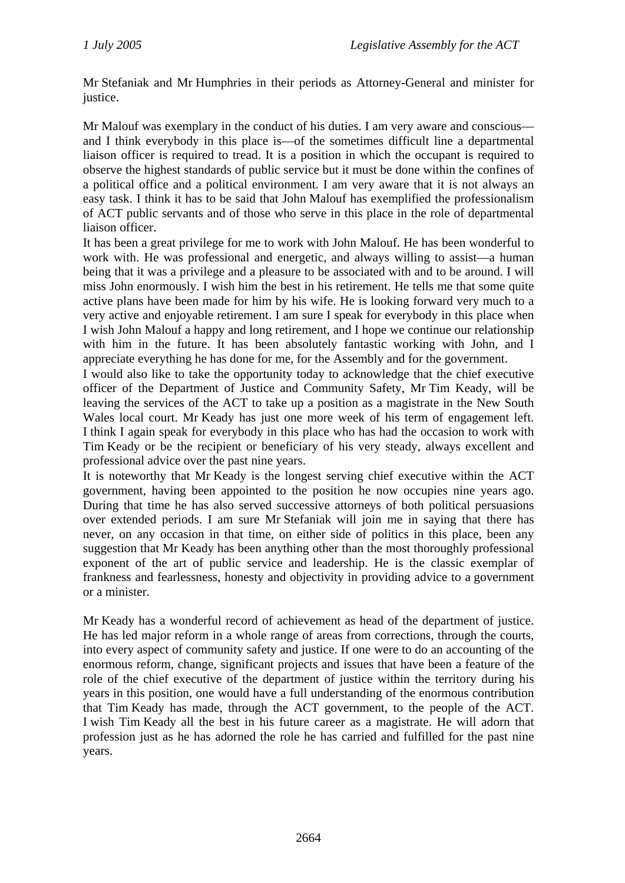Mr Stefaniak and Mr Humphries in their periods as Attorney-General and minister for justice.

Mr Malouf was exemplary in the conduct of his duties. I am very aware and conscious—and I think everybody in this place is—of the sometimes difficult line a departmental liaison officer is required to tread. It is a position in which the occupant is required to observe the highest standards of public service but it must be done within the confines of a political office and a political environment. I am very aware that it is not always an easy task. I think it has to be said that John Malouf has exemplified the professionalism of ACT public servants and of those who serve in this place in the role of departmental liaison officer.

It has been a great privilege for me to work with John Malouf. He has been wonderful to work with. He was professional and energetic, and always willing to assist—a human being that it was a privilege and a pleasure to be associated with and to be around. I will miss John enormously. I wish him the best in his retirement. He tells me that some quite active plans have been made for him by his wife. He is looking forward very much to a very active and enjoyable retirement. I am sure I speak for everybody in this place when I wish John Malouf a happy and long retirement, and I hope we continue our relationship with him in the future. It has been absolutely fantastic working with John, and I appreciate everything he has done for me, for the Assembly and for the government.

I would also like to take the opportunity today to acknowledge that the chief executive officer of the Department of Justice and Community Safety, Mr Tim Keady, will be leaving the services of the ACT to take up a position as a magistrate in the New South Wales local court. Mr Keady has just one more week of his term of engagement left. I think I again speak for everybody in this place who has had the occasion to work with Tim Keady or be the recipient or beneficiary of his very steady, always excellent and professional advice over the past nine years.

It is noteworthy that Mr Keady is the longest serving chief executive within the ACT government, having been appointed to the position he now occupies nine years ago. During that time he has also served successive attorneys of both political persuasions over extended periods. I am sure Mr Stefaniak will join me in saying that there has never, on any occasion in that time, on either side of politics in this place, been any suggestion that Mr Keady has been anything other than the most thoroughly professional exponent of the art of public service and leadership. He is the classic exemplar of frankness and fearlessness, honesty and objectivity in providing advice to a government or a minister.

Mr Keady has a wonderful record of achievement as head of the department of justice. He has led major reform in a whole range of areas from corrections, through the courts, into every aspect of community safety and justice. If one were to do an accounting of the enormous reform, change, significant projects and issues that have been a feature of the role of the chief executive of the department of justice within the territory during his years in this position, one would have a full understanding of the enormous contribution that Tim Keady has made, through the ACT government, to the people of the ACT. I wish Tim Keady all the best in his future career as a magistrate. He will adorn that profession just as he has adorned the role he has carried and fulfilled for the past nine years.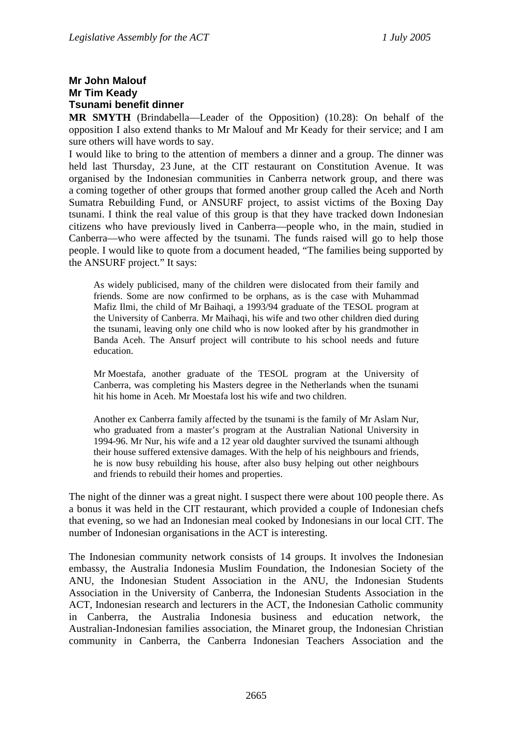### Mr John Malouf
### Mr Tim Keady
### Tsunami benefit dinner

**MR SMYTH** (Brindabella—Leader of the Opposition) (10.28): On behalf of the opposition I also extend thanks to Mr Malouf and Mr Keady for their service; and I am sure others will have words to say.

I would like to bring to the attention of members a dinner and a group. The dinner was held last Thursday, 23 June, at the CIT restaurant on Constitution Avenue. It was organised by the Indonesian communities in Canberra network group, and there was a coming together of other groups that formed another group called the Aceh and North Sumatra Rebuilding Fund, or ANSURF project, to assist victims of the Boxing Day tsunami. I think the real value of this group is that they have tracked down Indonesian citizens who have previously lived in Canberra—people who, in the main, studied in Canberra—who were affected by the tsunami. The funds raised will go to help those people. I would like to quote from a document headed, "The families being supported by the ANSURF project." It says:

> As widely publicised, many of the children were dislocated from their family and friends. Some are now confirmed to be orphans, as is the case with Muhammad Mafiz Ilmi, the child of Mr Baihaqi, a 1993/94 graduate of the TESOL program at the University of Canberra. Mr Maihaqi, his wife and two other children died during the tsunami, leaving only one child who is now looked after by his grandmother in Banda Aceh. The Ansurf project will contribute to his school needs and future education.
>
> Mr Moestafa, another graduate of the TESOL program at the University of Canberra, was completing his Masters degree in the Netherlands when the tsunami hit his home in Aceh. Mr Moestafa lost his wife and two children.
>
> Another ex Canberra family affected by the tsunami is the family of Mr Aslam Nur, who graduated from a master's program at the Australian National University in 1994-96. Mr Nur, his wife and a 12 year old daughter survived the tsunami although their house suffered extensive damages. With the help of his neighbours and friends, he is now busy rebuilding his house, after also busy helping out other neighbours and friends to rebuild their homes and properties.

The night of the dinner was a great night. I suspect there were about 100 people there. As a bonus it was held in the CIT restaurant, which provided a couple of Indonesian chefs that evening, so we had an Indonesian meal cooked by Indonesians in our local CIT. The number of Indonesian organisations in the ACT is interesting.

The Indonesian community network consists of 14 groups. It involves the Indonesian embassy, the Australia Indonesia Muslim Foundation, the Indonesian Society of the ANU, the Indonesian Student Association in the ANU, the Indonesian Students Association in the University of Canberra, the Indonesian Students Association in the ACT, Indonesian research and lecturers in the ACT, the Indonesian Catholic community in Canberra, the Australia Indonesia business and education network, the Australian-Indonesian families association, the Minaret group, the Indonesian Christian community in Canberra, the Canberra Indonesian Teachers Association and the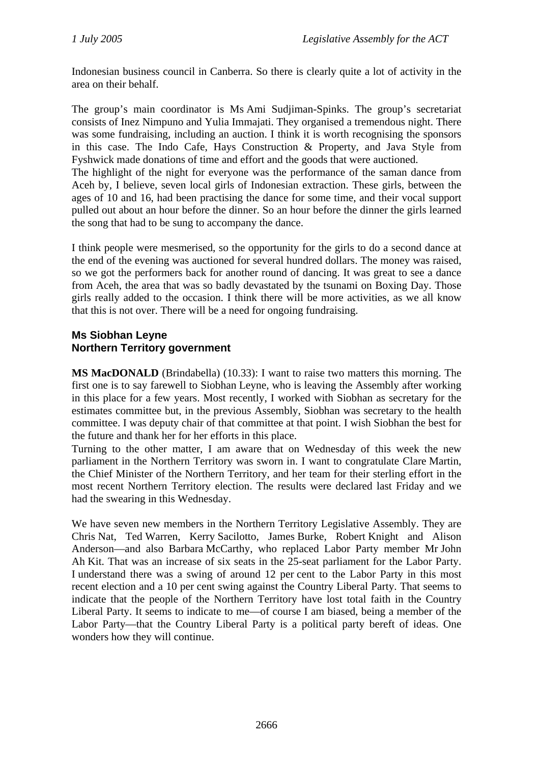Indonesian business council in Canberra. So there is clearly quite a lot of activity in the area on their behalf.

The group's main coordinator is Ms Ami Sudjiman-Spinks. The group's secretariat consists of Inez Nimpuno and Yulia Immajati. They organised a tremendous night. There was some fundraising, including an auction. I think it is worth recognising the sponsors in this case. The Indo Cafe, Hays Construction & Property, and Java Style from Fyshwick made donations of time and effort and the goods that were auctioned.

The highlight of the night for everyone was the performance of the saman dance from Aceh by, I believe, seven local girls of Indonesian extraction. These girls, between the ages of 10 and 16, had been practising the dance for some time, and their vocal support pulled out about an hour before the dinner. So an hour before the dinner the girls learned the song that had to be sung to accompany the dance.

I think people were mesmerised, so the opportunity for the girls to do a second dance at the end of the evening was auctioned for several hundred dollars. The money was raised, so we got the performers back for another round of dancing. It was great to see a dance from Aceh, the area that was so badly devastated by the tsunami on Boxing Day. Those girls really added to the occasion. I think there will be more activities, as we all know that this is not over. There will be a need for ongoing fundraising.

### Ms Siobhan Leyne
### Northern Territory government

**MS MacDONALD** (Brindabella) (10.33): I want to raise two matters this morning. The first one is to say farewell to Siobhan Leyne, who is leaving the Assembly after working in this place for a few years. Most recently, I worked with Siobhan as secretary for the estimates committee but, in the previous Assembly, Siobhan was secretary to the health committee. I was deputy chair of that committee at that point. I wish Siobhan the best for the future and thank her for her efforts in this place.

Turning to the other matter, I am aware that on Wednesday of this week the new parliament in the Northern Territory was sworn in. I want to congratulate Clare Martin, the Chief Minister of the Northern Territory, and her team for their sterling effort in the most recent Northern Territory election. The results were declared last Friday and we had the swearing in this Wednesday.

We have seven new members in the Northern Territory Legislative Assembly. They are Chris Nat, Ted Warren, Kerry Sacilotto, James Burke, Robert Knight and Alison Anderson—and also Barbara McCarthy, who replaced Labor Party member Mr John Ah Kit. That was an increase of six seats in the 25-seat parliament for the Labor Party. I understand there was a swing of around 12 per cent to the Labor Party in this most recent election and a 10 per cent swing against the Country Liberal Party. That seems to indicate that the people of the Northern Territory have lost total faith in the Country Liberal Party. It seems to indicate to me—of course I am biased, being a member of the Labor Party—that the Country Liberal Party is a political party bereft of ideas. One wonders how they will continue.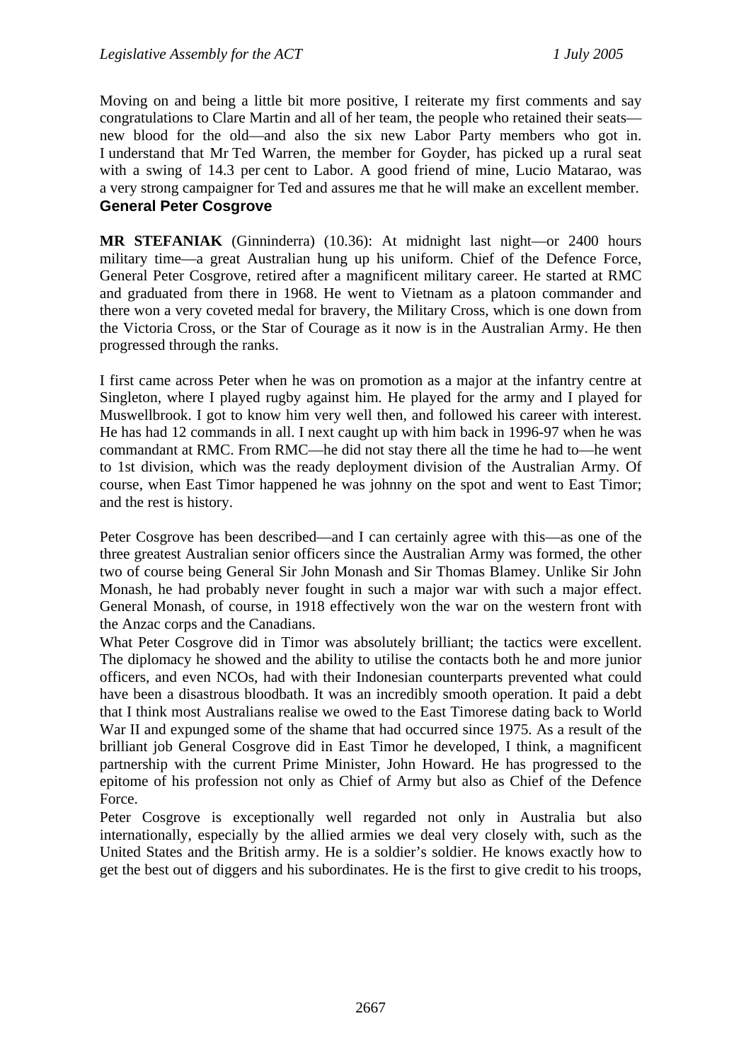Moving on and being a little bit more positive, I reiterate my first comments and say congratulations to Clare Martin and all of her team, the people who retained their seats—new blood for the old—and also the six new Labor Party members who got in. I understand that Mr Ted Warren, the member for Goyder, has picked up a rural seat with a swing of 14.3 per cent to Labor. A good friend of mine, Lucio Matarao, was a very strong campaigner for Ted and assures me that he will make an excellent member.

## General Peter Cosgrove

**MR STEFANIAK** (Ginninderra) (10.36): At midnight last night—or 2400 hours military time—a great Australian hung up his uniform. Chief of the Defence Force, General Peter Cosgrove, retired after a magnificent military career. He started at RMC and graduated from there in 1968. He went to Vietnam as a platoon commander and there won a very coveted medal for bravery, the Military Cross, which is one down from the Victoria Cross, or the Star of Courage as it now is in the Australian Army. He then progressed through the ranks.

I first came across Peter when he was on promotion as a major at the infantry centre at Singleton, where I played rugby against him. He played for the army and I played for Muswellbrook. I got to know him very well then, and followed his career with interest. He has had 12 commands in all. I next caught up with him back in 1996-97 when he was commandant at RMC. From RMC—he did not stay there all the time he had to—he went to 1st division, which was the ready deployment division of the Australian Army. Of course, when East Timor happened he was johnny on the spot and went to East Timor; and the rest is history.

Peter Cosgrove has been described—and I can certainly agree with this—as one of the three greatest Australian senior officers since the Australian Army was formed, the other two of course being General Sir John Monash and Sir Thomas Blamey. Unlike Sir John Monash, he had probably never fought in such a major war with such a major effect. General Monash, of course, in 1918 effectively won the war on the western front with the Anzac corps and the Canadians.

What Peter Cosgrove did in Timor was absolutely brilliant; the tactics were excellent. The diplomacy he showed and the ability to utilise the contacts both he and more junior officers, and even NCOs, had with their Indonesian counterparts prevented what could have been a disastrous bloodbath. It was an incredibly smooth operation. It paid a debt that I think most Australians realise we owed to the East Timorese dating back to World War II and expunged some of the shame that had occurred since 1975. As a result of the brilliant job General Cosgrove did in East Timor he developed, I think, a magnificent partnership with the current Prime Minister, John Howard. He has progressed to the epitome of his profession not only as Chief of Army but also as Chief of the Defence Force.

Peter Cosgrove is exceptionally well regarded not only in Australia but also internationally, especially by the allied armies we deal very closely with, such as the United States and the British army. He is a soldier's soldier. He knows exactly how to get the best out of diggers and his subordinates. He is the first to give credit to his troops,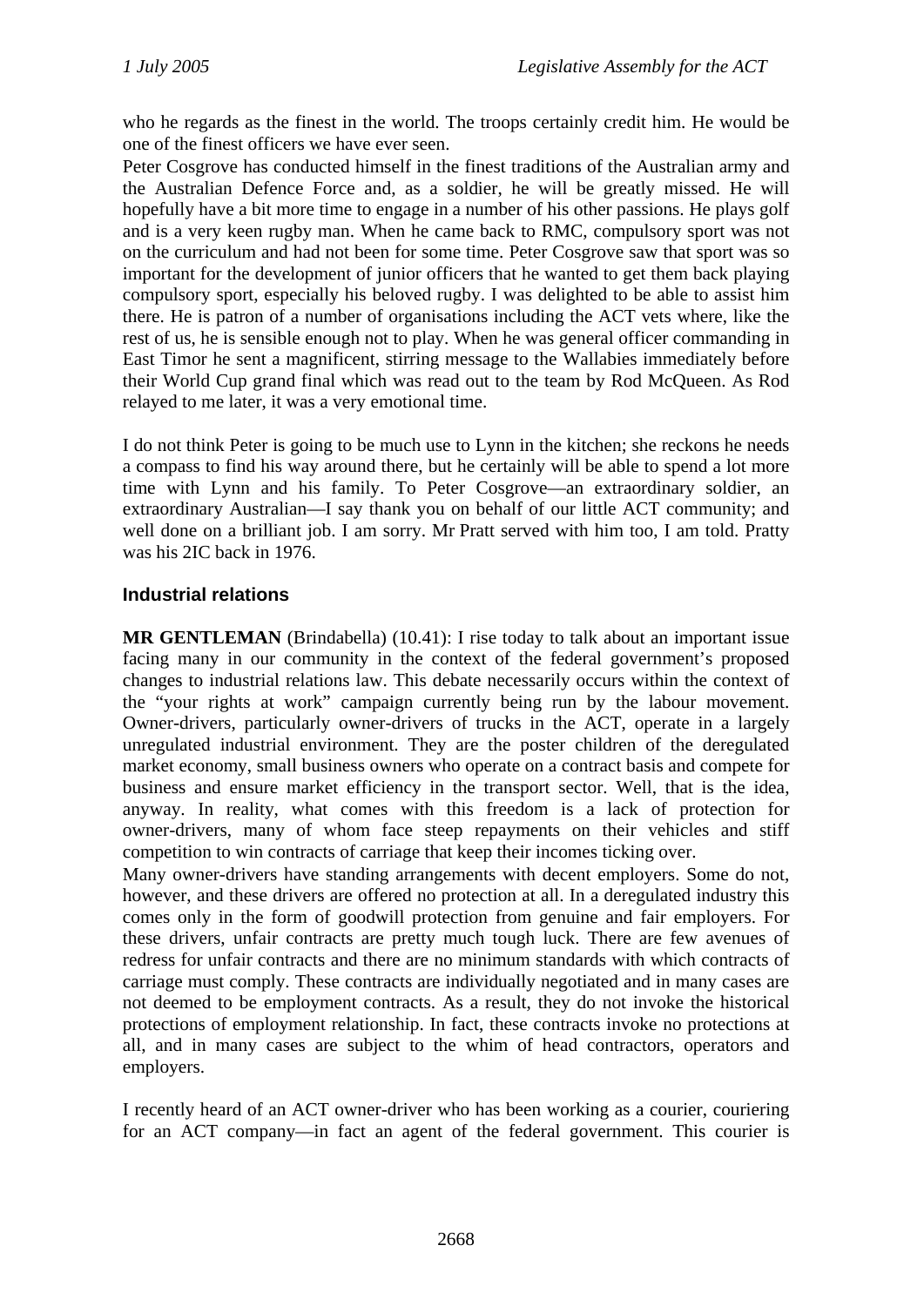who he regards as the finest in the world. The troops certainly credit him. He would be one of the finest officers we have ever seen.

Peter Cosgrove has conducted himself in the finest traditions of the Australian army and the Australian Defence Force and, as a soldier, he will be greatly missed. He will hopefully have a bit more time to engage in a number of his other passions. He plays golf and is a very keen rugby man. When he came back to RMC, compulsory sport was not on the curriculum and had not been for some time. Peter Cosgrove saw that sport was so important for the development of junior officers that he wanted to get them back playing compulsory sport, especially his beloved rugby. I was delighted to be able to assist him there. He is patron of a number of organisations including the ACT vets where, like the rest of us, he is sensible enough not to play. When he was general officer commanding in East Timor he sent a magnificent, stirring message to the Wallabies immediately before their World Cup grand final which was read out to the team by Rod McQueen. As Rod relayed to me later, it was a very emotional time.

I do not think Peter is going to be much use to Lynn in the kitchen; she reckons he needs a compass to find his way around there, but he certainly will be able to spend a lot more time with Lynn and his family. To Peter Cosgrove—an extraordinary soldier, an extraordinary Australian—I say thank you on behalf of our little ACT community; and well done on a brilliant job. I am sorry. Mr Pratt served with him too, I am told. Pratty was his 2IC back in 1976.

### Industrial relations

**MR GENTLEMAN** (Brindabella) (10.41): I rise today to talk about an important issue facing many in our community in the context of the federal government's proposed changes to industrial relations law. This debate necessarily occurs within the context of the "your rights at work" campaign currently being run by the labour movement. Owner-drivers, particularly owner-drivers of trucks in the ACT, operate in a largely unregulated industrial environment. They are the poster children of the deregulated market economy, small business owners who operate on a contract basis and compete for business and ensure market efficiency in the transport sector. Well, that is the idea, anyway. In reality, what comes with this freedom is a lack of protection for owner-drivers, many of whom face steep repayments on their vehicles and stiff competition to win contracts of carriage that keep their incomes ticking over.

Many owner-drivers have standing arrangements with decent employers. Some do not, however, and these drivers are offered no protection at all. In a deregulated industry this comes only in the form of goodwill protection from genuine and fair employers. For these drivers, unfair contracts are pretty much tough luck. There are few avenues of redress for unfair contracts and there are no minimum standards with which contracts of carriage must comply. These contracts are individually negotiated and in many cases are not deemed to be employment contracts. As a result, they do not invoke the historical protections of employment relationship. In fact, these contracts invoke no protections at all, and in many cases are subject to the whim of head contractors, operators and employers.

I recently heard of an ACT owner-driver who has been working as a courier, couriering for an ACT company—in fact an agent of the federal government. This courier is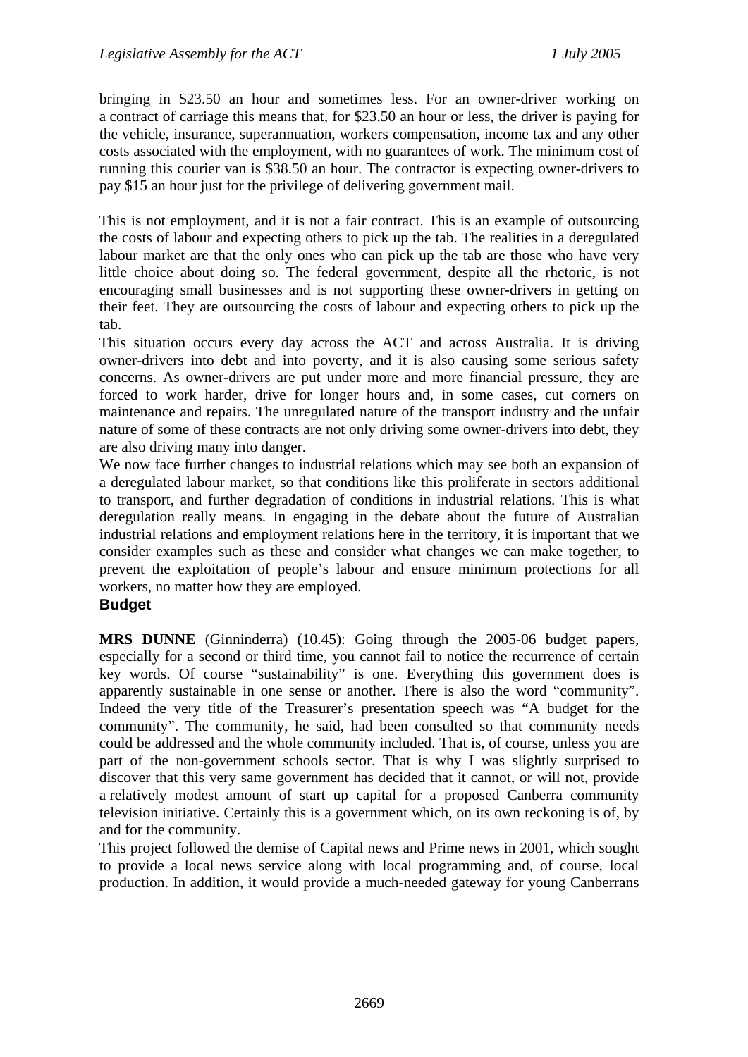bringing in $23.50 an hour and sometimes less. For an owner-driver working on a contract of carriage this means that, for $23.50 an hour or less, the driver is paying for the vehicle, insurance, superannuation, workers compensation, income tax and any other costs associated with the employment, with no guarantees of work. The minimum cost of running this courier van is $38.50 an hour. The contractor is expecting owner-drivers to pay $15 an hour just for the privilege of delivering government mail.

This is not employment, and it is not a fair contract. This is an example of outsourcing the costs of labour and expecting others to pick up the tab. The realities in a deregulated labour market are that the only ones who can pick up the tab are those who have very little choice about doing so. The federal government, despite all the rhetoric, is not encouraging small businesses and is not supporting these owner-drivers in getting on their feet. They are outsourcing the costs of labour and expecting others to pick up the tab.

This situation occurs every day across the ACT and across Australia. It is driving owner-drivers into debt and into poverty, and it is also causing some serious safety concerns. As owner-drivers are put under more and more financial pressure, they are forced to work harder, drive for longer hours and, in some cases, cut corners on maintenance and repairs. The unregulated nature of the transport industry and the unfair nature of some of these contracts are not only driving some owner-drivers into debt, they are also driving many into danger.

We now face further changes to industrial relations which may see both an expansion of a deregulated labour market, so that conditions like this proliferate in sectors additional to transport, and further degradation of conditions in industrial relations. This is what deregulation really means. In engaging in the debate about the future of Australian industrial relations and employment relations here in the territory, it is important that we consider examples such as these and consider what changes we can make together, to prevent the exploitation of people's labour and ensure minimum protections for all workers, no matter how they are employed.

## Budget

**MRS DUNNE** (Ginninderra) (10.45): Going through the 2005-06 budget papers, especially for a second or third time, you cannot fail to notice the recurrence of certain key words. Of course "sustainability" is one. Everything this government does is apparently sustainable in one sense or another. There is also the word "community". Indeed the very title of the Treasurer's presentation speech was "A budget for the community". The community, he said, had been consulted so that community needs could be addressed and the whole community included. That is, of course, unless you are part of the non-government schools sector. That is why I was slightly surprised to discover that this very same government has decided that it cannot, or will not, provide a relatively modest amount of start up capital for a proposed Canberra community television initiative. Certainly this is a government which, on its own reckoning is of, by and for the community.

This project followed the demise of Capital news and Prime news in 2001, which sought to provide a local news service along with local programming and, of course, local production. In addition, it would provide a much-needed gateway for young Canberrans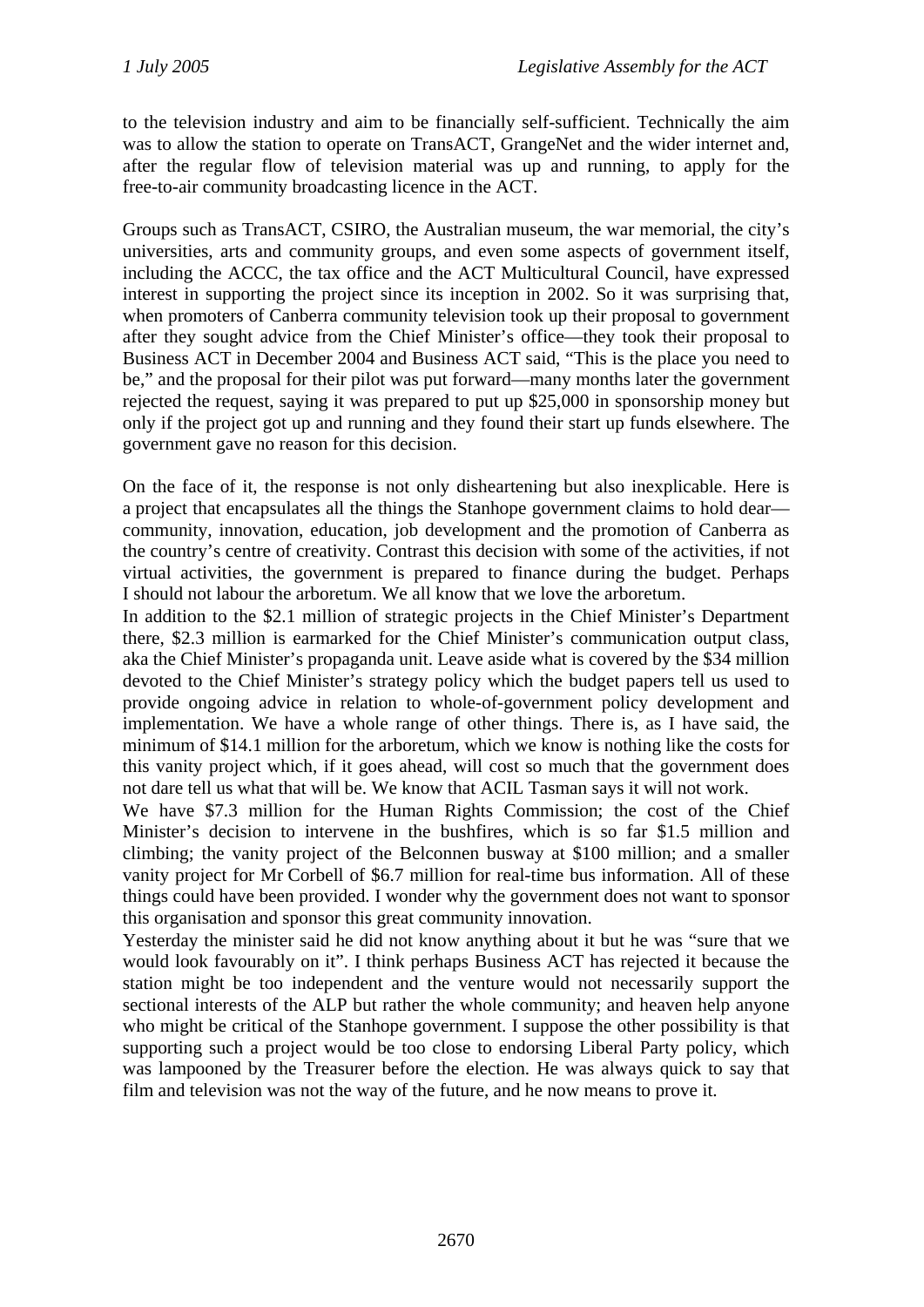to the television industry and aim to be financially self-sufficient. Technically the aim was to allow the station to operate on TransACT, GrangeNet and the wider internet and, after the regular flow of television material was up and running, to apply for the free-to-air community broadcasting licence in the ACT.

Groups such as TransACT, CSIRO, the Australian museum, the war memorial, the city's universities, arts and community groups, and even some aspects of government itself, including the ACCC, the tax office and the ACT Multicultural Council, have expressed interest in supporting the project since its inception in 2002. So it was surprising that, when promoters of Canberra community television took up their proposal to government after they sought advice from the Chief Minister's office—they took their proposal to Business ACT in December 2004 and Business ACT said, "This is the place you need to be," and the proposal for their pilot was put forward—many months later the government rejected the request, saying it was prepared to put up $25,000 in sponsorship money but only if the project got up and running and they found their start up funds elsewhere. The government gave no reason for this decision.

On the face of it, the response is not only disheartening but also inexplicable. Here is a project that encapsulates all the things the Stanhope government claims to hold dear—community, innovation, education, job development and the promotion of Canberra as the country's centre of creativity. Contrast this decision with some of the activities, if not virtual activities, the government is prepared to finance during the budget. Perhaps I should not labour the arboretum. We all know that we love the arboretum.

In addition to the $2.1 million of strategic projects in the Chief Minister's Department there, $2.3 million is earmarked for the Chief Minister's communication output class, aka the Chief Minister's propaganda unit. Leave aside what is covered by the $34 million devoted to the Chief Minister's strategy policy which the budget papers tell us used to provide ongoing advice in relation to whole-of-government policy development and implementation. We have a whole range of other things. There is, as I have said, the minimum of $14.1 million for the arboretum, which we know is nothing like the costs for this vanity project which, if it goes ahead, will cost so much that the government does not dare tell us what that will be. We know that ACIL Tasman says it will not work.

We have $7.3 million for the Human Rights Commission; the cost of the Chief Minister's decision to intervene in the bushfires, which is so far $1.5 million and climbing; the vanity project of the Belconnen busway at $100 million; and a smaller vanity project for Mr Corbell of $6.7 million for real-time bus information. All of these things could have been provided. I wonder why the government does not want to sponsor this organisation and sponsor this great community innovation.

Yesterday the minister said he did not know anything about it but he was "sure that we would look favourably on it". I think perhaps Business ACT has rejected it because the station might be too independent and the venture would not necessarily support the sectional interests of the ALP but rather the whole community; and heaven help anyone who might be critical of the Stanhope government. I suppose the other possibility is that supporting such a project would be too close to endorsing Liberal Party policy, which was lampooned by the Treasurer before the election. He was always quick to say that film and television was not the way of the future, and he now means to prove it.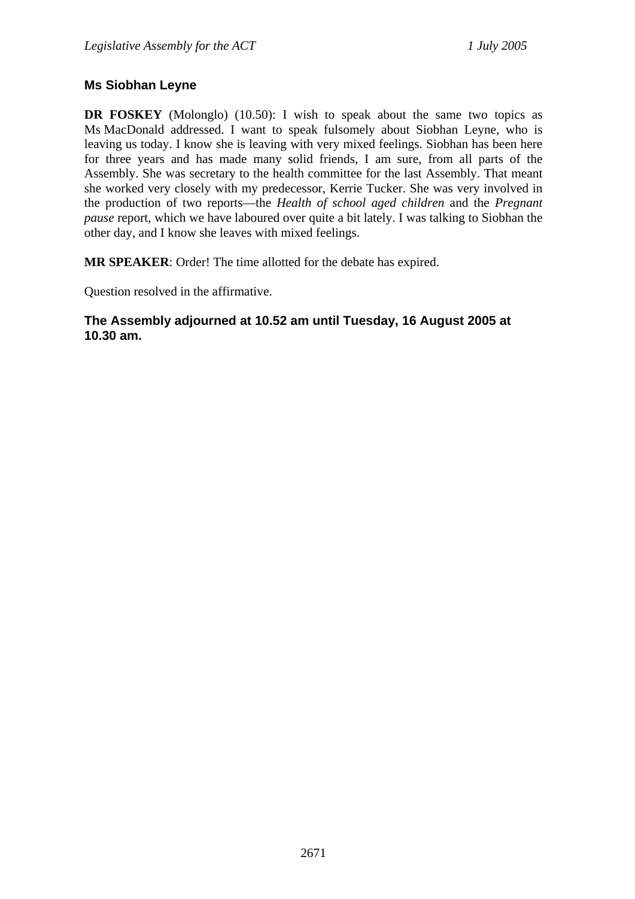### Ms Siobhan Leyne

**DR FOSKEY** (Molonglo) (10.50): I wish to speak about the same two topics as Ms MacDonald addressed. I want to speak fulsomely about Siobhan Leyne, who is leaving us today. I know she is leaving with very mixed feelings. Siobhan has been here for three years and has made many solid friends, I am sure, from all parts of the Assembly. She was secretary to the health committee for the last Assembly. That meant she worked very closely with my predecessor, Kerrie Tucker. She was very involved in the production of two reports—the *Health of school aged children* and the *Pregnant pause* report, which we have laboured over quite a bit lately. I was talking to Siobhan the other day, and I know she leaves with mixed feelings.

**MR SPEAKER**: Order! The time allotted for the debate has expired.

Question resolved in the affirmative.

**The Assembly adjourned at 10.52 am until Tuesday, 16 August 2005 at 10.30 am.**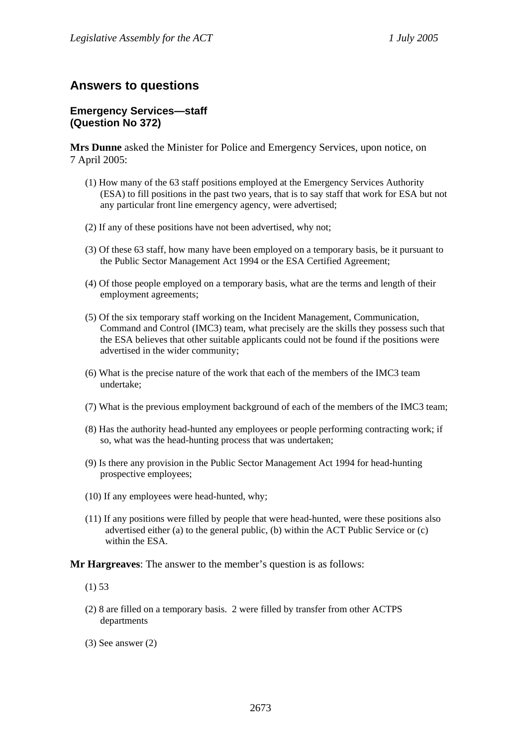## Answers to questions

### Emergency Services—staff
### (Question No 372)

**Mrs Dunne** asked the Minister for Police and Emergency Services, upon notice, on 7 April 2005:

(1) How many of the 63 staff positions employed at the Emergency Services Authority (ESA) to fill positions in the past two years, that is to say staff that work for ESA but not any particular front line emergency agency, were advertised;

(2) If any of these positions have not been advertised, why not;

(3) Of these 63 staff, how many have been employed on a temporary basis, be it pursuant to the Public Sector Management Act 1994 or the ESA Certified Agreement;

(4) Of those people employed on a temporary basis, what are the terms and length of their employment agreements;

(5) Of the six temporary staff working on the Incident Management, Communication, Command and Control (IMC3) team, what precisely are the skills they possess such that the ESA believes that other suitable applicants could not be found if the positions were advertised in the wider community;

(6) What is the precise nature of the work that each of the members of the IMC3 team undertake;

(7) What is the previous employment background of each of the members of the IMC3 team;

(8) Has the authority head-hunted any employees or people performing contracting work; if so, what was the head-hunting process that was undertaken;

(9) Is there any provision in the Public Sector Management Act 1994 for head-hunting prospective employees;

(10) If any employees were head-hunted, why;

(11) If any positions were filled by people that were head-hunted, were these positions also advertised either (a) to the general public, (b) within the ACT Public Service or (c) within the ESA.

**Mr Hargreaves**: The answer to the member's question is as follows:

(1) 53

(2) 8 are filled on a temporary basis. 2 were filled by transfer from other ACTPS departments

(3) See answer (2)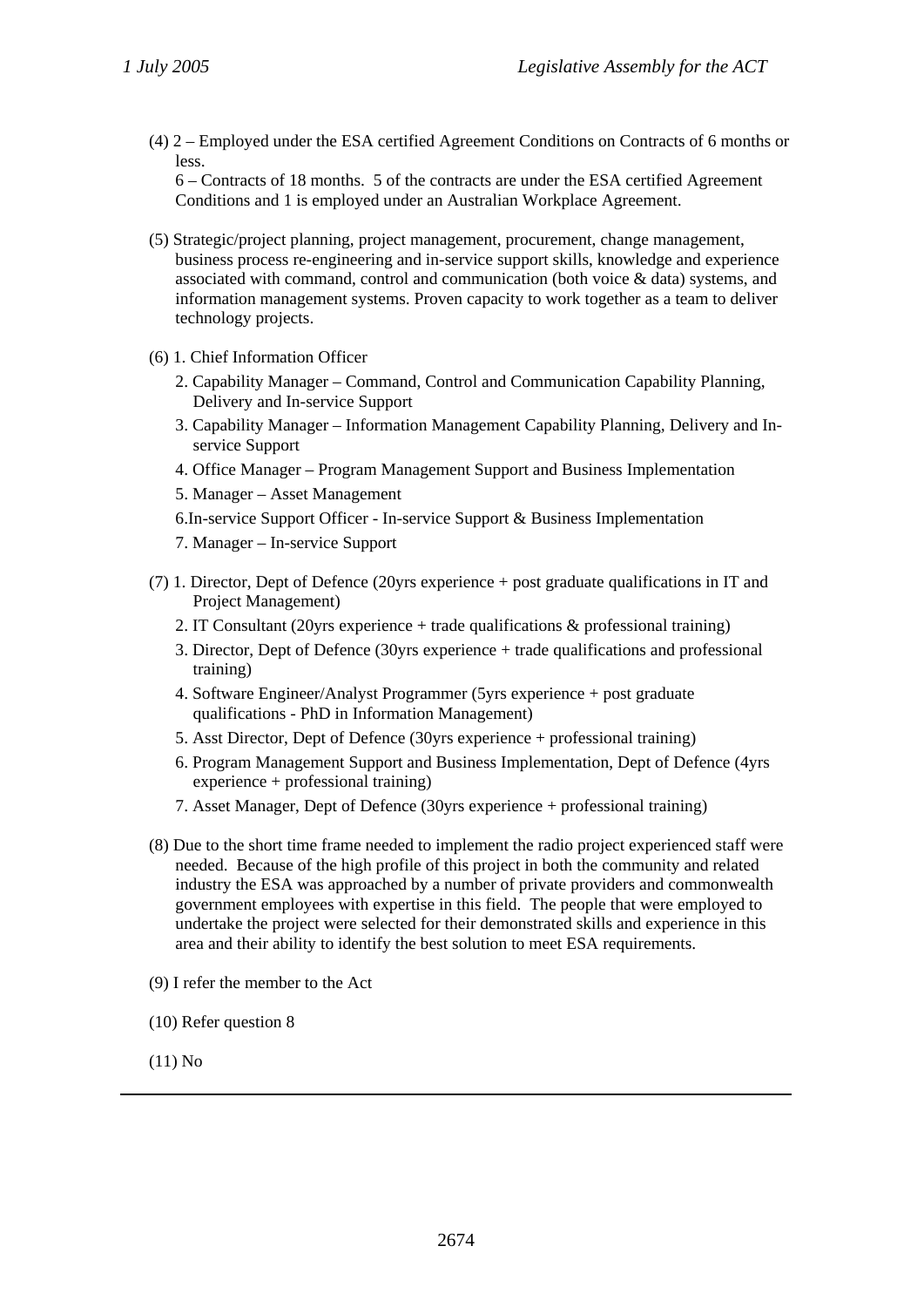(4) 2 – Employed under the ESA certified Agreement Conditions on Contracts of 6 months or less.

6 – Contracts of 18 months. 5 of the contracts are under the ESA certified Agreement Conditions and 1 is employed under an Australian Workplace Agreement.

(5) Strategic/project planning, project management, procurement, change management, business process re-engineering and in-service support skills, knowledge and experience associated with command, control and communication (both voice & data) systems, and information management systems. Proven capacity to work together as a team to deliver technology projects.

(6) 1. Chief Information Officer

2. Capability Manager – Command, Control and Communication Capability Planning, Delivery and In-service Support

3. Capability Manager – Information Management Capability Planning, Delivery and In-service Support

4. Office Manager – Program Management Support and Business Implementation

5. Manager – Asset Management

6.In-service Support Officer - In-service Support & Business Implementation

7. Manager – In-service Support

(7) 1. Director, Dept of Defence (20yrs experience + post graduate qualifications in IT and Project Management)

2. IT Consultant (20yrs experience + trade qualifications & professional training)

3. Director, Dept of Defence (30yrs experience + trade qualifications and professional training)

4. Software Engineer/Analyst Programmer (5yrs experience + post graduate qualifications - PhD in Information Management)

5. Asst Director, Dept of Defence (30yrs experience + professional training)

6. Program Management Support and Business Implementation, Dept of Defence (4yrs experience + professional training)

7. Asset Manager, Dept of Defence (30yrs experience + professional training)

(8) Due to the short time frame needed to implement the radio project experienced staff were needed. Because of the high profile of this project in both the community and related industry the ESA was approached by a number of private providers and commonwealth government employees with expertise in this field. The people that were employed to undertake the project were selected for their demonstrated skills and experience in this area and their ability to identify the best solution to meet ESA requirements.

(9) I refer the member to the Act

(10) Refer question 8

(11) No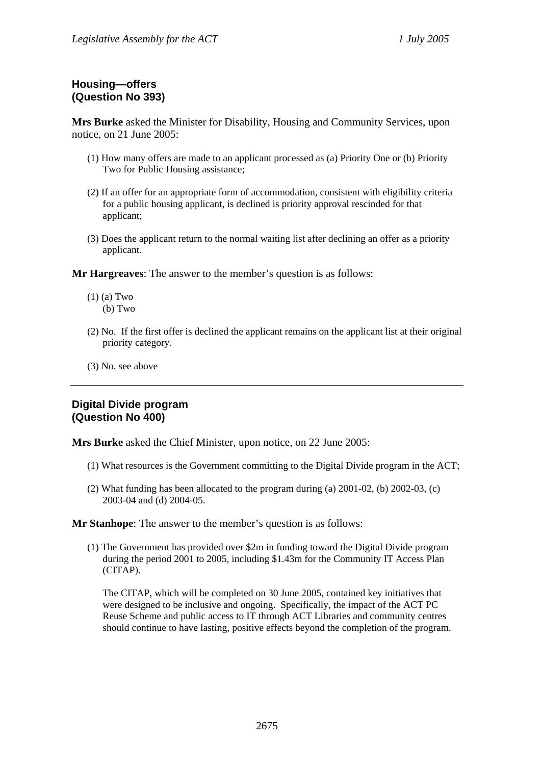### Housing—offers
### (Question No 393)

**Mrs Burke** asked the Minister for Disability, Housing and Community Services, upon notice, on 21 June 2005:

(1) How many offers are made to an applicant processed as (a) Priority One or (b) Priority Two for Public Housing assistance;

(2) If an offer for an appropriate form of accommodation, consistent with eligibility criteria for a public housing applicant, is declined is priority approval rescinded for that applicant;

(3) Does the applicant return to the normal waiting list after declining an offer as a priority applicant.

**Mr Hargreaves**: The answer to the member's question is as follows:

(1) (a) Two
 (b) Two

(2) No. If the first offer is declined the applicant remains on the applicant list at their original priority category.

(3) No. see above

---

### Digital Divide program
### (Question No 400)

**Mrs Burke** asked the Chief Minister, upon notice, on 22 June 2005:

(1) What resources is the Government committing to the Digital Divide program in the ACT;

(2) What funding has been allocated to the program during (a) 2001-02, (b) 2002-03, (c) 2003-04 and (d) 2004-05.

**Mr Stanhope**: The answer to the member's question is as follows:

(1) The Government has provided over $2m in funding toward the Digital Divide program during the period 2001 to 2005, including $1.43m for the Community IT Access Plan (CITAP).

The CITAP, which will be completed on 30 June 2005, contained key initiatives that were designed to be inclusive and ongoing. Specifically, the impact of the ACT PC Reuse Scheme and public access to IT through ACT Libraries and community centres should continue to have lasting, positive effects beyond the completion of the program.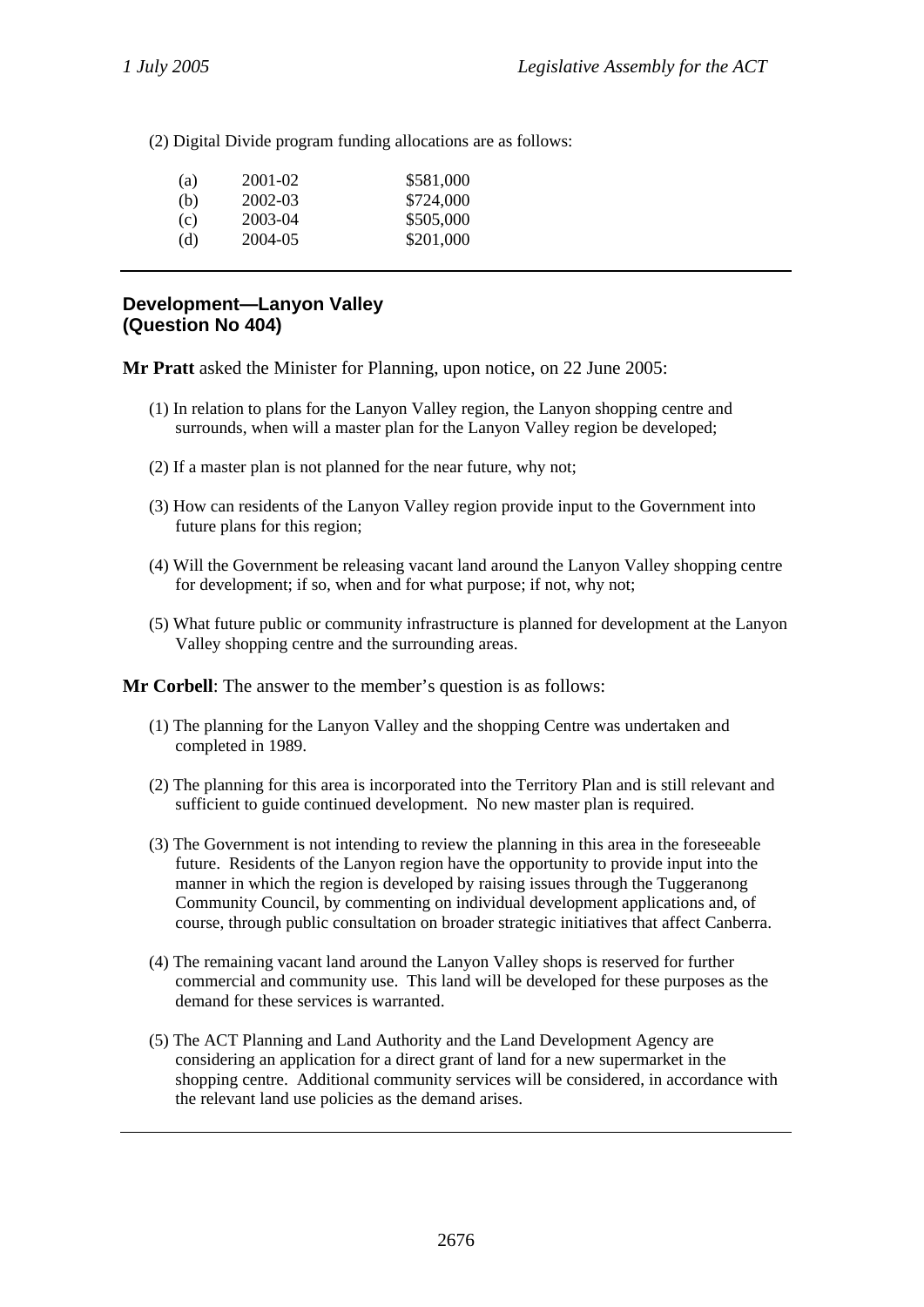(2) Digital Divide program funding allocations are as follows:

| | | |
|---|---|---|
| (a) | 2001-02 | $581,000 |
| (b) | 2002-03 | $724,000 |
| (c) | 2003-04 | $505,000 |
| (d) | 2004-05 | $201,000 |

---

## Development—Lanyon Valley (Question No 404)

**Mr Pratt** asked the Minister for Planning, upon notice, on 22 June 2005:

(1) In relation to plans for the Lanyon Valley region, the Lanyon shopping centre and surrounds, when will a master plan for the Lanyon Valley region be developed;

(2) If a master plan is not planned for the near future, why not;

(3) How can residents of the Lanyon Valley region provide input to the Government into future plans for this region;

(4) Will the Government be releasing vacant land around the Lanyon Valley shopping centre for development; if so, when and for what purpose; if not, why not;

(5) What future public or community infrastructure is planned for development at the Lanyon Valley shopping centre and the surrounding areas.

**Mr Corbell**: The answer to the member's question is as follows:

(1) The planning for the Lanyon Valley and the shopping Centre was undertaken and completed in 1989.

(2) The planning for this area is incorporated into the Territory Plan and is still relevant and sufficient to guide continued development. No new master plan is required.

(3) The Government is not intending to review the planning in this area in the foreseeable future. Residents of the Lanyon region have the opportunity to provide input into the manner in which the region is developed by raising issues through the Tuggeranong Community Council, by commenting on individual development applications and, of course, through public consultation on broader strategic initiatives that affect Canberra.

(4) The remaining vacant land around the Lanyon Valley shops is reserved for further commercial and community use. This land will be developed for these purposes as the demand for these services is warranted.

(5) The ACT Planning and Land Authority and the Land Development Agency are considering an application for a direct grant of land for a new supermarket in the shopping centre. Additional community services will be considered, in accordance with the relevant land use policies as the demand arises.

---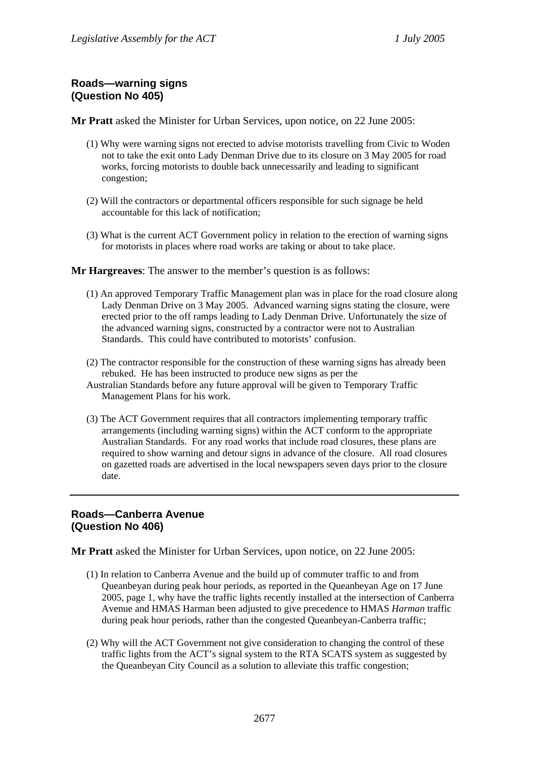## Roads—warning signs
## (Question No 405)

**Mr Pratt** asked the Minister for Urban Services, upon notice, on 22 June 2005:

(1) Why were warning signs not erected to advise motorists travelling from Civic to Woden not to take the exit onto Lady Denman Drive due to its closure on 3 May 2005 for road works, forcing motorists to double back unnecessarily and leading to significant congestion;

(2) Will the contractors or departmental officers responsible for such signage be held accountable for this lack of notification;

(3) What is the current ACT Government policy in relation to the erection of warning signs for motorists in places where road works are taking or about to take place.

**Mr Hargreaves**: The answer to the member's question is as follows:

(1) An approved Temporary Traffic Management plan was in place for the road closure along Lady Denman Drive on 3 May 2005. Advanced warning signs stating the closure, were erected prior to the off ramps leading to Lady Denman Drive. Unfortunately the size of the advanced warning signs, constructed by a contractor were not to Australian Standards. This could have contributed to motorists' confusion.

(2) The contractor responsible for the construction of these warning signs has already been rebuked. He has been instructed to produce new signs as per the Australian Standards before any future approval will be given to Temporary Traffic Management Plans for his work.

(3) The ACT Government requires that all contractors implementing temporary traffic arrangements (including warning signs) within the ACT conform to the appropriate Australian Standards. For any road works that include road closures, these plans are required to show warning and detour signs in advance of the closure. All road closures on gazetted roads are advertised in the local newspapers seven days prior to the closure date.

---

## Roads—Canberra Avenue
## (Question No 406)

**Mr Pratt** asked the Minister for Urban Services, upon notice, on 22 June 2005:

(1) In relation to Canberra Avenue and the build up of commuter traffic to and from Queanbeyan during peak hour periods, as reported in the Queanbeyan Age on 17 June 2005, page 1, why have the traffic lights recently installed at the intersection of Canberra Avenue and HMAS Harman been adjusted to give precedence to HMAS *Harman* traffic during peak hour periods, rather than the congested Queanbeyan-Canberra traffic;

(2) Why will the ACT Government not give consideration to changing the control of these traffic lights from the ACT's signal system to the RTA SCATS system as suggested by the Queanbeyan City Council as a solution to alleviate this traffic congestion;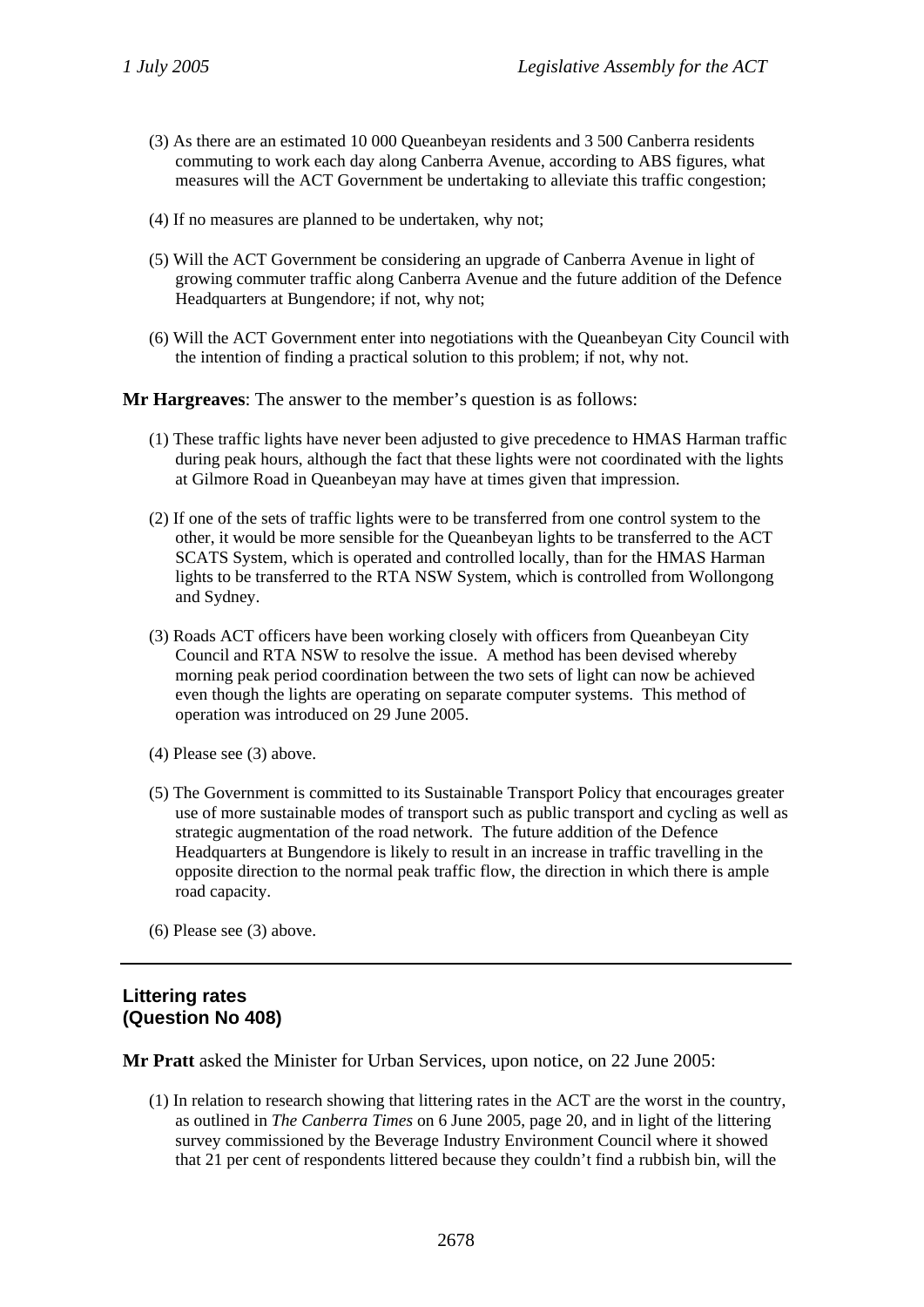(3) As there are an estimated 10 000 Queanbeyan residents and 3 500 Canberra residents commuting to work each day along Canberra Avenue, according to ABS figures, what measures will the ACT Government be undertaking to alleviate this traffic congestion;

(4) If no measures are planned to be undertaken, why not;

(5) Will the ACT Government be considering an upgrade of Canberra Avenue in light of growing commuter traffic along Canberra Avenue and the future addition of the Defence Headquarters at Bungendore; if not, why not;

(6) Will the ACT Government enter into negotiations with the Queanbeyan City Council with the intention of finding a practical solution to this problem; if not, why not.

**Mr Hargreaves**: The answer to the member's question is as follows:

(1) These traffic lights have never been adjusted to give precedence to HMAS Harman traffic during peak hours, although the fact that these lights were not coordinated with the lights at Gilmore Road in Queanbeyan may have at times given that impression.

(2) If one of the sets of traffic lights were to be transferred from one control system to the other, it would be more sensible for the Queanbeyan lights to be transferred to the ACT SCATS System, which is operated and controlled locally, than for the HMAS Harman lights to be transferred to the RTA NSW System, which is controlled from Wollongong and Sydney.

(3) Roads ACT officers have been working closely with officers from Queanbeyan City Council and RTA NSW to resolve the issue. A method has been devised whereby morning peak period coordination between the two sets of light can now be achieved even though the lights are operating on separate computer systems. This method of operation was introduced on 29 June 2005.

(4) Please see (3) above.

(5) The Government is committed to its Sustainable Transport Policy that encourages greater use of more sustainable modes of transport such as public transport and cycling as well as strategic augmentation of the road network. The future addition of the Defence Headquarters at Bungendore is likely to result in an increase in traffic travelling in the opposite direction to the normal peak traffic flow, the direction in which there is ample road capacity.

(6) Please see (3) above.

---

## Littering rates (Question No 408)

**Mr Pratt** asked the Minister for Urban Services, upon notice, on 22 June 2005:

(1) In relation to research showing that littering rates in the ACT are the worst in the country, as outlined in *The Canberra Times* on 6 June 2005, page 20, and in light of the littering survey commissioned by the Beverage Industry Environment Council where it showed that 21 per cent of respondents littered because they couldn't find a rubbish bin, will the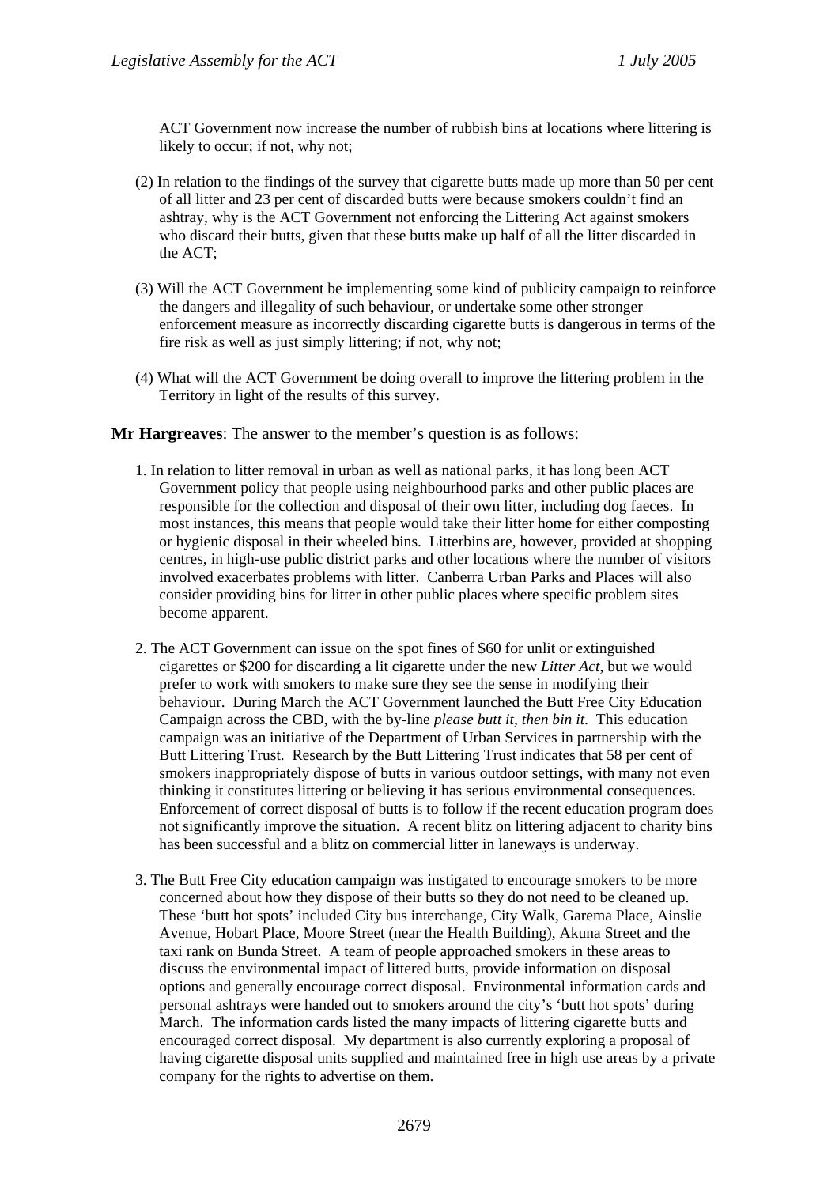ACT Government now increase the number of rubbish bins at locations where littering is likely to occur; if not, why not;

(2) In relation to the findings of the survey that cigarette butts made up more than 50 per cent of all litter and 23 per cent of discarded butts were because smokers couldn't find an ashtray, why is the ACT Government not enforcing the Littering Act against smokers who discard their butts, given that these butts make up half of all the litter discarded in the ACT;

(3) Will the ACT Government be implementing some kind of publicity campaign to reinforce the dangers and illegality of such behaviour, or undertake some other stronger enforcement measure as incorrectly discarding cigarette butts is dangerous in terms of the fire risk as well as just simply littering; if not, why not;

(4) What will the ACT Government be doing overall to improve the littering problem in the Territory in light of the results of this survey.

**Mr Hargreaves**: The answer to the member's question is as follows:

1. In relation to litter removal in urban as well as national parks, it has long been ACT Government policy that people using neighbourhood parks and other public places are responsible for the collection and disposal of their own litter, including dog faeces. In most instances, this means that people would take their litter home for either composting or hygienic disposal in their wheeled bins. Litterbins are, however, provided at shopping centres, in high-use public district parks and other locations where the number of visitors involved exacerbates problems with litter. Canberra Urban Parks and Places will also consider providing bins for litter in other public places where specific problem sites become apparent.

2. The ACT Government can issue on the spot fines of $60 for unlit or extinguished cigarettes or $200 for discarding a lit cigarette under the new *Litter Act*, but we would prefer to work with smokers to make sure they see the sense in modifying their behaviour. During March the ACT Government launched the Butt Free City Education Campaign across the CBD, with the by-line *please butt it, then bin it.* This education campaign was an initiative of the Department of Urban Services in partnership with the Butt Littering Trust. Research by the Butt Littering Trust indicates that 58 per cent of smokers inappropriately dispose of butts in various outdoor settings, with many not even thinking it constitutes littering or believing it has serious environmental consequences. Enforcement of correct disposal of butts is to follow if the recent education program does not significantly improve the situation. A recent blitz on littering adjacent to charity bins has been successful and a blitz on commercial litter in laneways is underway.

3. The Butt Free City education campaign was instigated to encourage smokers to be more concerned about how they dispose of their butts so they do not need to be cleaned up. These 'butt hot spots' included City bus interchange, City Walk, Garema Place, Ainslie Avenue, Hobart Place, Moore Street (near the Health Building), Akuna Street and the taxi rank on Bunda Street. A team of people approached smokers in these areas to discuss the environmental impact of littered butts, provide information on disposal options and generally encourage correct disposal. Environmental information cards and personal ashtrays were handed out to smokers around the city's 'butt hot spots' during March. The information cards listed the many impacts of littering cigarette butts and encouraged correct disposal. My department is also currently exploring a proposal of having cigarette disposal units supplied and maintained free in high use areas by a private company for the rights to advertise on them.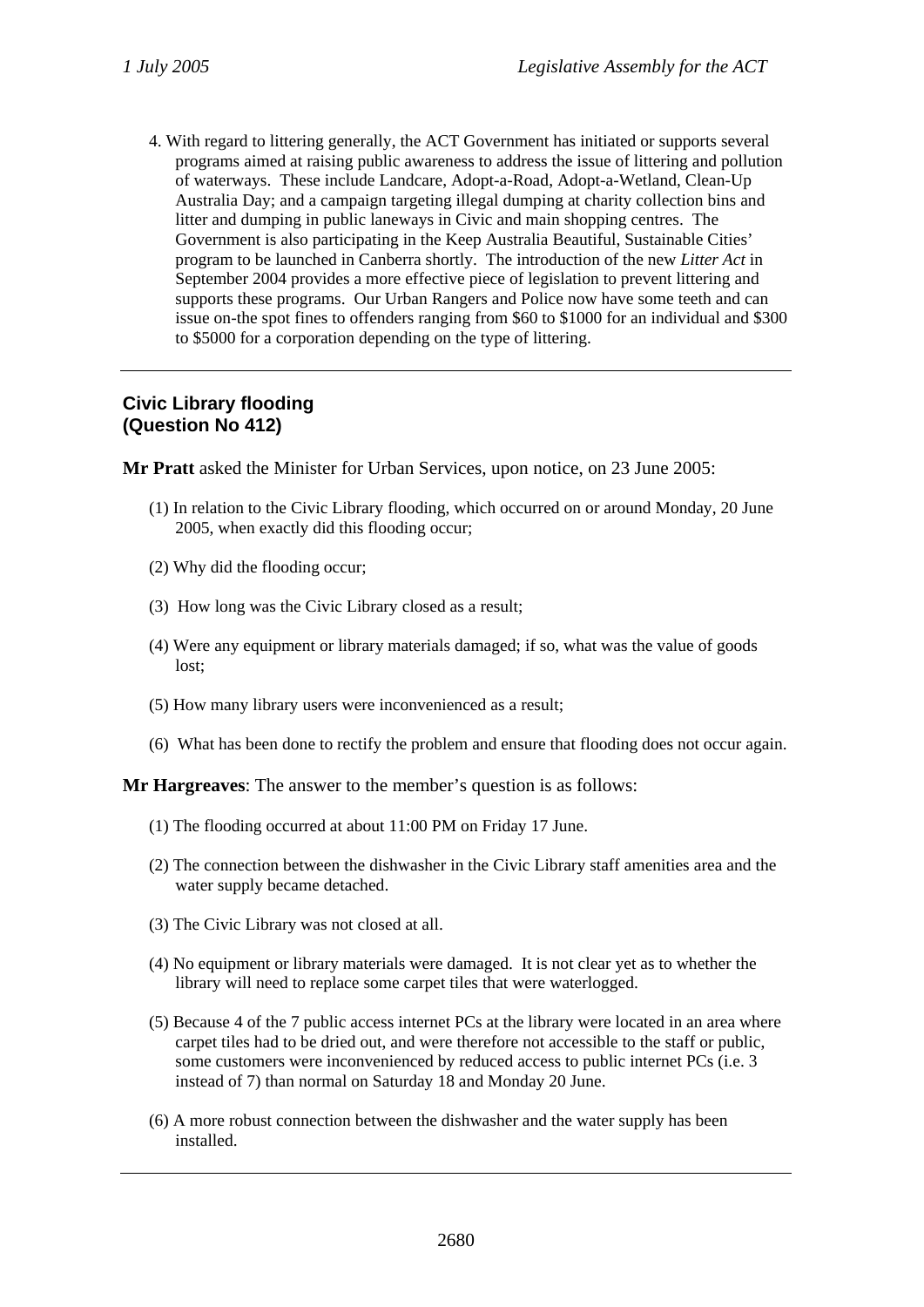4. With regard to littering generally, the ACT Government has initiated or supports several programs aimed at raising public awareness to address the issue of littering and pollution of waterways. These include Landcare, Adopt-a-Road, Adopt-a-Wetland, Clean-Up Australia Day; and a campaign targeting illegal dumping at charity collection bins and litter and dumping in public laneways in Civic and main shopping centres. The Government is also participating in the Keep Australia Beautiful, Sustainable Cities' program to be launched in Canberra shortly. The introduction of the new *Litter Act* in September 2004 provides a more effective piece of legislation to prevent littering and supports these programs. Our Urban Rangers and Police now have some teeth and can issue on-the spot fines to offenders ranging from $60 to $1000 for an individual and $300 to $5000 for a corporation depending on the type of littering.

---

## Civic Library flooding
## (Question No 412)

**Mr Pratt** asked the Minister for Urban Services, upon notice, on 23 June 2005:

(1) In relation to the Civic Library flooding, which occurred on or around Monday, 20 June 2005, when exactly did this flooding occur;

(2) Why did the flooding occur;

(3) How long was the Civic Library closed as a result;

(4) Were any equipment or library materials damaged; if so, what was the value of goods lost;

(5) How many library users were inconvenienced as a result;

(6) What has been done to rectify the problem and ensure that flooding does not occur again.

**Mr Hargreaves**: The answer to the member's question is as follows:

(1) The flooding occurred at about 11:00 PM on Friday 17 June.

(2) The connection between the dishwasher in the Civic Library staff amenities area and the water supply became detached.

(3) The Civic Library was not closed at all.

(4) No equipment or library materials were damaged. It is not clear yet as to whether the library will need to replace some carpet tiles that were waterlogged.

(5) Because 4 of the 7 public access internet PCs at the library were located in an area where carpet tiles had to be dried out, and were therefore not accessible to the staff or public, some customers were inconvenienced by reduced access to public internet PCs (i.e. 3 instead of 7) than normal on Saturday 18 and Monday 20 June.

(6) A more robust connection between the dishwasher and the water supply has been installed.

---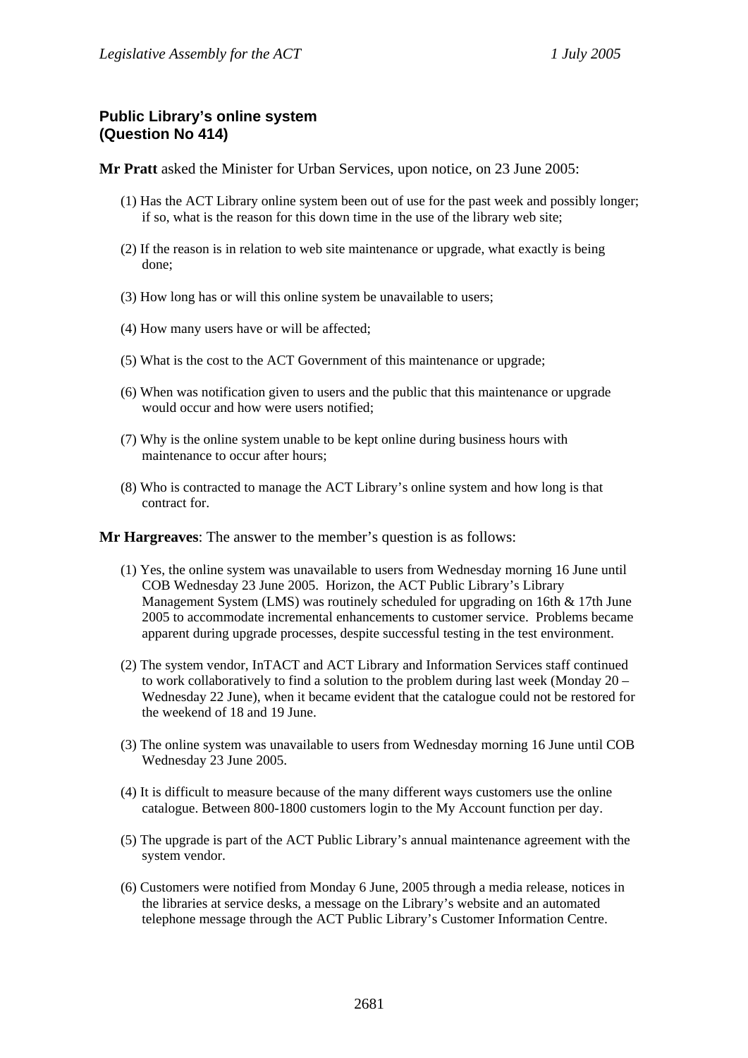### Public Library's online system
### (Question No 414)

**Mr Pratt** asked the Minister for Urban Services, upon notice, on 23 June 2005:

(1) Has the ACT Library online system been out of use for the past week and possibly longer; if so, what is the reason for this down time in the use of the library web site;

(2) If the reason is in relation to web site maintenance or upgrade, what exactly is being done;

(3) How long has or will this online system be unavailable to users;

(4) How many users have or will be affected;

(5) What is the cost to the ACT Government of this maintenance or upgrade;

(6) When was notification given to users and the public that this maintenance or upgrade would occur and how were users notified;

(7) Why is the online system unable to be kept online during business hours with maintenance to occur after hours;

(8) Who is contracted to manage the ACT Library's online system and how long is that contract for.

**Mr Hargreaves**: The answer to the member's question is as follows:

(1) Yes, the online system was unavailable to users from Wednesday morning 16 June until COB Wednesday 23 June 2005. Horizon, the ACT Public Library's Library Management System (LMS) was routinely scheduled for upgrading on 16th & 17th June 2005 to accommodate incremental enhancements to customer service. Problems became apparent during upgrade processes, despite successful testing in the test environment.

(2) The system vendor, InTACT and ACT Library and Information Services staff continued to work collaboratively to find a solution to the problem during last week (Monday 20 – Wednesday 22 June), when it became evident that the catalogue could not be restored for the weekend of 18 and 19 June.

(3) The online system was unavailable to users from Wednesday morning 16 June until COB Wednesday 23 June 2005.

(4) It is difficult to measure because of the many different ways customers use the online catalogue. Between 800-1800 customers login to the My Account function per day.

(5) The upgrade is part of the ACT Public Library's annual maintenance agreement with the system vendor.

(6) Customers were notified from Monday 6 June, 2005 through a media release, notices in the libraries at service desks, a message on the Library's website and an automated telephone message through the ACT Public Library's Customer Information Centre.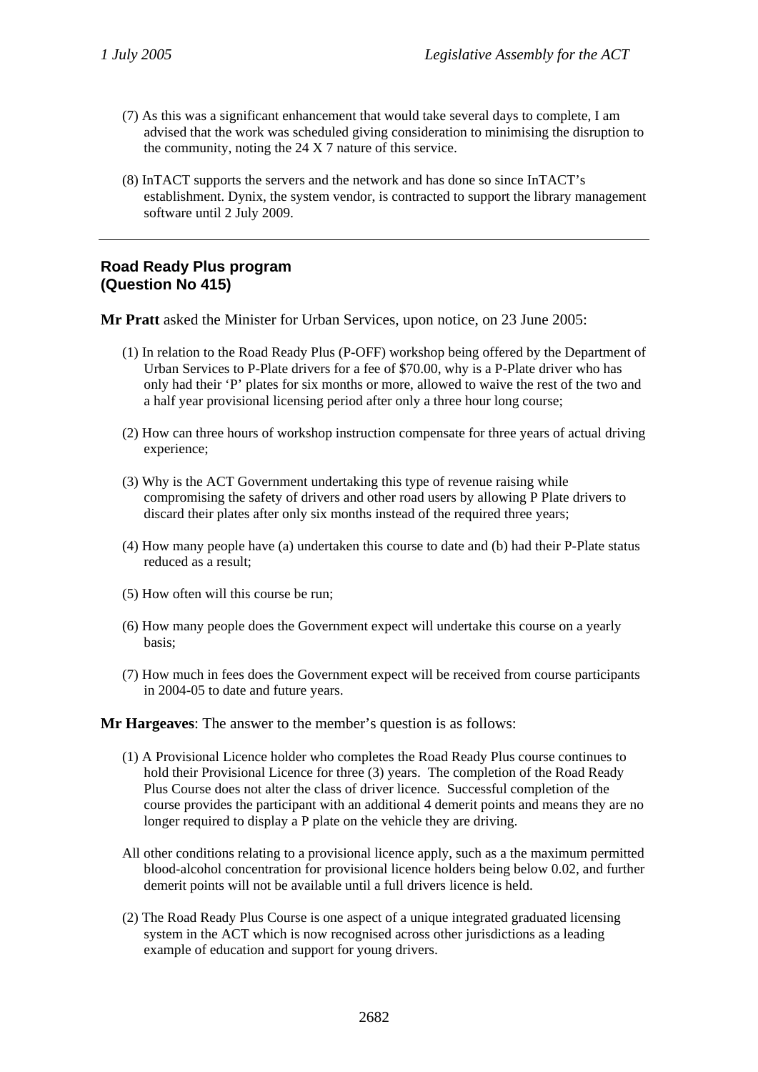(7) As this was a significant enhancement that would take several days to complete, I am advised that the work was scheduled giving consideration to minimising the disruption to the community, noting the 24 X 7 nature of this service.

(8) InTACT supports the servers and the network and has done so since InTACT's establishment. Dynix, the system vendor, is contracted to support the library management software until 2 July 2009.

---

**Road Ready Plus program**
**(Question No 415)**

**Mr Pratt** asked the Minister for Urban Services, upon notice, on 23 June 2005:

(1) In relation to the Road Ready Plus (P-OFF) workshop being offered by the Department of Urban Services to P-Plate drivers for a fee of $70.00, why is a P-Plate driver who has only had their 'P' plates for six months or more, allowed to waive the rest of the two and a half year provisional licensing period after only a three hour long course;

(2) How can three hours of workshop instruction compensate for three years of actual driving experience;

(3) Why is the ACT Government undertaking this type of revenue raising while compromising the safety of drivers and other road users by allowing P Plate drivers to discard their plates after only six months instead of the required three years;

(4) How many people have (a) undertaken this course to date and (b) had their P-Plate status reduced as a result;

(5) How often will this course be run;

(6) How many people does the Government expect will undertake this course on a yearly basis;

(7) How much in fees does the Government expect will be received from course participants in 2004-05 to date and future years.

**Mr Hargeaves**: The answer to the member's question is as follows:

(1) A Provisional Licence holder who completes the Road Ready Plus course continues to hold their Provisional Licence for three (3) years. The completion of the Road Ready Plus Course does not alter the class of driver licence. Successful completion of the course provides the participant with an additional 4 demerit points and means they are no longer required to display a P plate on the vehicle they are driving.

All other conditions relating to a provisional licence apply, such as a the maximum permitted blood-alcohol concentration for provisional licence holders being below 0.02, and further demerit points will not be available until a full drivers licence is held.

(2) The Road Ready Plus Course is one aspect of a unique integrated graduated licensing system in the ACT which is now recognised across other jurisdictions as a leading example of education and support for young drivers.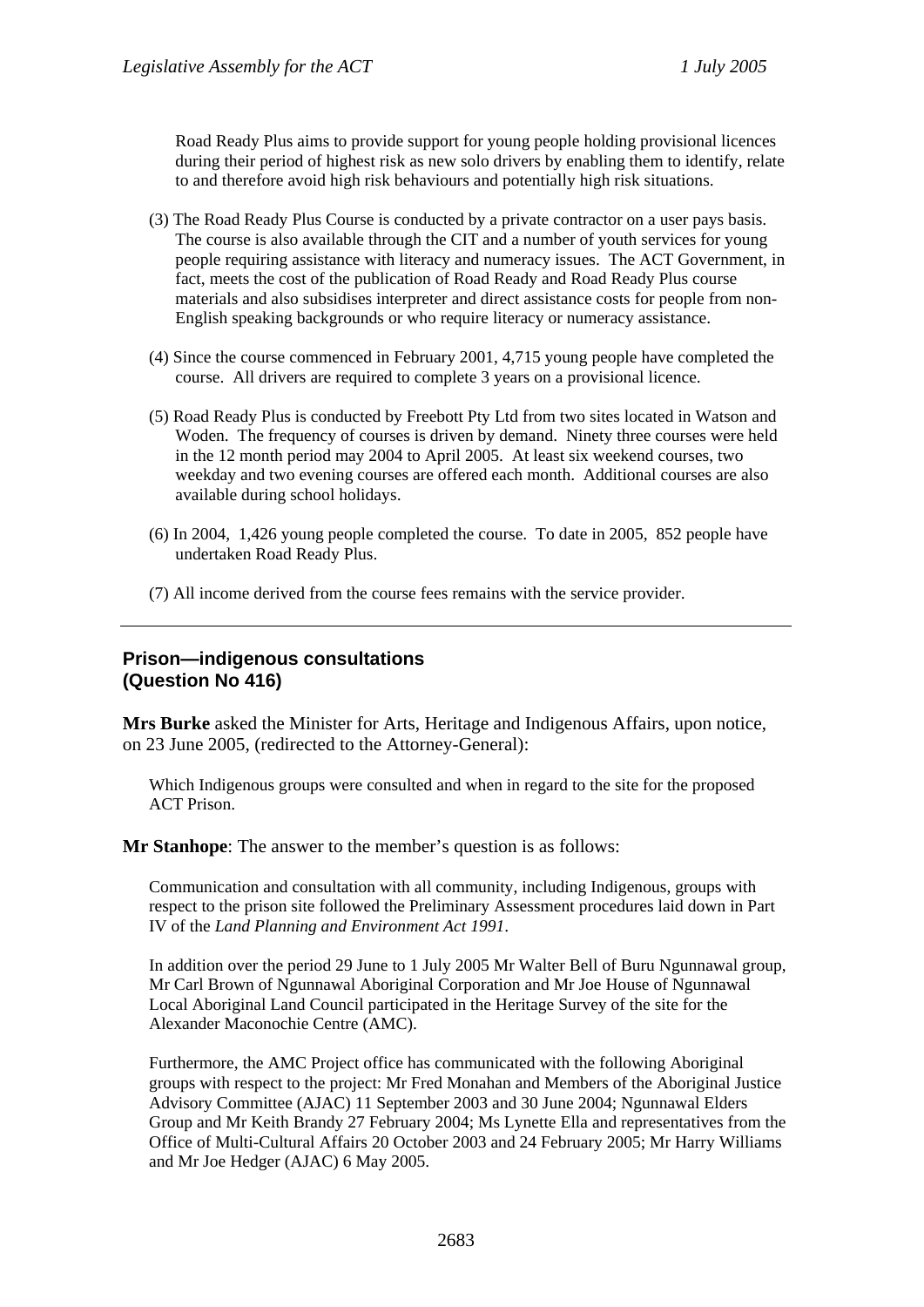Road Ready Plus aims to provide support for young people holding provisional licences during their period of highest risk as new solo drivers by enabling them to identify, relate to and therefore avoid high risk behaviours and potentially high risk situations.

(3) The Road Ready Plus Course is conducted by a private contractor on a user pays basis. The course is also available through the CIT and a number of youth services for young people requiring assistance with literacy and numeracy issues. The ACT Government, in fact, meets the cost of the publication of Road Ready and Road Ready Plus course materials and also subsidises interpreter and direct assistance costs for people from non-English speaking backgrounds or who require literacy or numeracy assistance.

(4) Since the course commenced in February 2001, 4,715 young people have completed the course. All drivers are required to complete 3 years on a provisional licence.

(5) Road Ready Plus is conducted by Freebott Pty Ltd from two sites located in Watson and Woden. The frequency of courses is driven by demand. Ninety three courses were held in the 12 month period may 2004 to April 2005. At least six weekend courses, two weekday and two evening courses are offered each month. Additional courses are also available during school holidays.

(6) In 2004, 1,426 young people completed the course. To date in 2005, 852 people have undertaken Road Ready Plus.

(7) All income derived from the course fees remains with the service provider.

---

## Prison—indigenous consultations (Question No 416)

**Mrs Burke** asked the Minister for Arts, Heritage and Indigenous Affairs, upon notice, on 23 June 2005, (redirected to the Attorney-General):

Which Indigenous groups were consulted and when in regard to the site for the proposed ACT Prison.

**Mr Stanhope**: The answer to the member's question is as follows:

Communication and consultation with all community, including Indigenous, groups with respect to the prison site followed the Preliminary Assessment procedures laid down in Part IV of the *Land Planning and Environment Act 1991*.

In addition over the period 29 June to 1 July 2005 Mr Walter Bell of Buru Ngunnawal group, Mr Carl Brown of Ngunnawal Aboriginal Corporation and Mr Joe House of Ngunnawal Local Aboriginal Land Council participated in the Heritage Survey of the site for the Alexander Maconochie Centre (AMC).

Furthermore, the AMC Project office has communicated with the following Aboriginal groups with respect to the project: Mr Fred Monahan and Members of the Aboriginal Justice Advisory Committee (AJAC) 11 September 2003 and 30 June 2004; Ngunnawal Elders Group and Mr Keith Brandy 27 February 2004; Ms Lynette Ella and representatives from the Office of Multi-Cultural Affairs 20 October 2003 and 24 February 2005; Mr Harry Williams and Mr Joe Hedger (AJAC) 6 May 2005.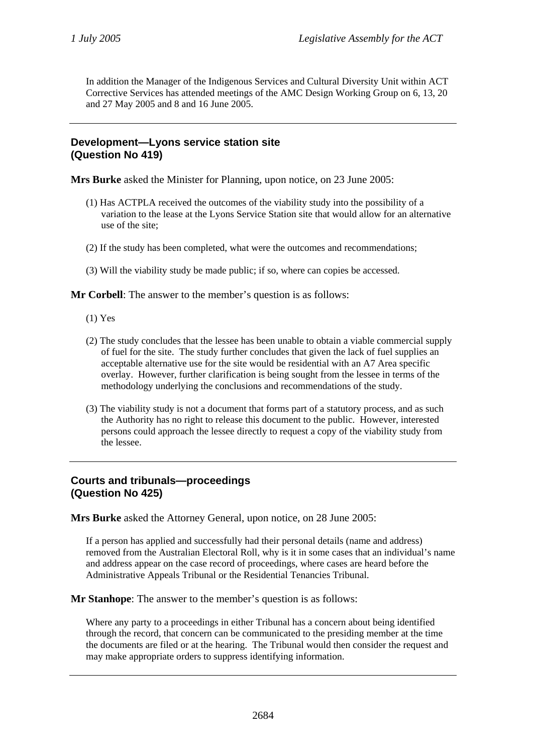In addition the Manager of the Indigenous Services and Cultural Diversity Unit within ACT Corrective Services has attended meetings of the AMC Design Working Group on 6, 13, 20 and 27 May 2005 and 8 and 16 June 2005.

---

### Development—Lyons service station site (Question No 419)

**Mrs Burke** asked the Minister for Planning, upon notice, on 23 June 2005:

(1) Has ACTPLA received the outcomes of the viability study into the possibility of a variation to the lease at the Lyons Service Station site that would allow for an alternative use of the site;

(2) If the study has been completed, what were the outcomes and recommendations;

(3) Will the viability study be made public; if so, where can copies be accessed.

**Mr Corbell**: The answer to the member's question is as follows:

(1) Yes

(2) The study concludes that the lessee has been unable to obtain a viable commercial supply of fuel for the site. The study further concludes that given the lack of fuel supplies an acceptable alternative use for the site would be residential with an A7 Area specific overlay. However, further clarification is being sought from the lessee in terms of the methodology underlying the conclusions and recommendations of the study.

(3) The viability study is not a document that forms part of a statutory process, and as such the Authority has no right to release this document to the public. However, interested persons could approach the lessee directly to request a copy of the viability study from the lessee.

---

### Courts and tribunals—proceedings (Question No 425)

**Mrs Burke** asked the Attorney General, upon notice, on 28 June 2005:

If a person has applied and successfully had their personal details (name and address) removed from the Australian Electoral Roll, why is it in some cases that an individual's name and address appear on the case record of proceedings, where cases are heard before the Administrative Appeals Tribunal or the Residential Tenancies Tribunal.

**Mr Stanhope**: The answer to the member's question is as follows:

Where any party to a proceedings in either Tribunal has a concern about being identified through the record, that concern can be communicated to the presiding member at the time the documents are filed or at the hearing. The Tribunal would then consider the request and may make appropriate orders to suppress identifying information.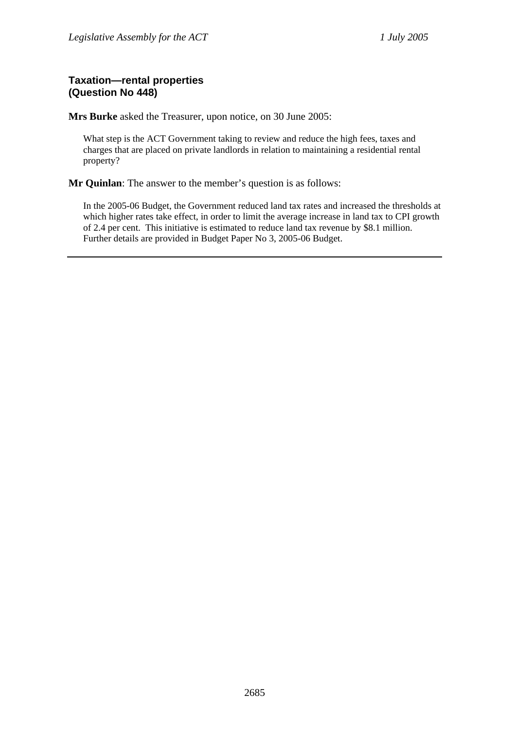### Taxation—rental properties
### (Question No 448)

**Mrs Burke** asked the Treasurer, upon notice, on 30 June 2005:

> What step is the ACT Government taking to review and reduce the high fees, taxes and charges that are placed on private landlords in relation to maintaining a residential rental property?

**Mr Quinlan**: The answer to the member's question is as follows:

> In the 2005-06 Budget, the Government reduced land tax rates and increased the thresholds at which higher rates take effect, in order to limit the average increase in land tax to CPI growth of 2.4 per cent. This initiative is estimated to reduce land tax revenue by $8.1 million. Further details are provided in Budget Paper No 3, 2005-06 Budget.